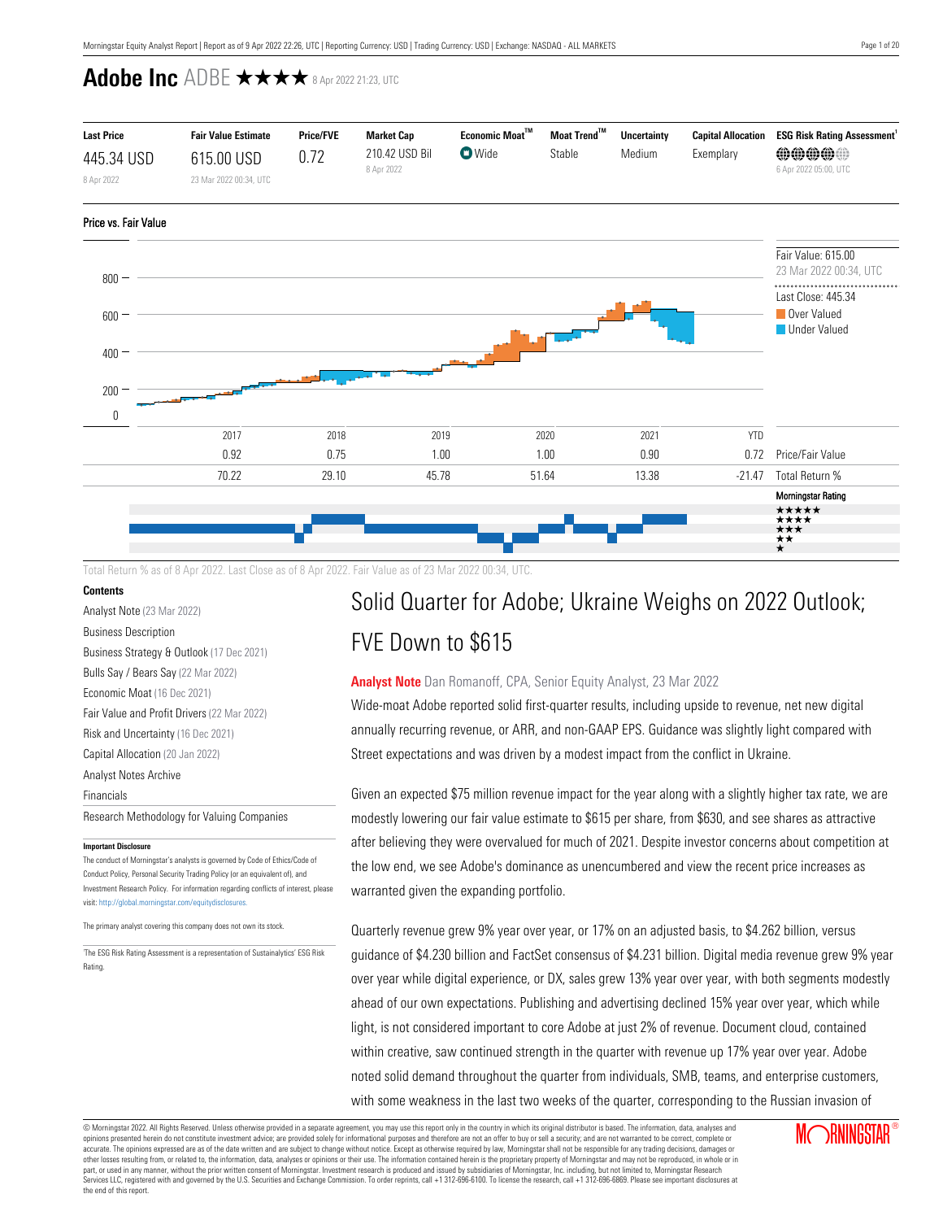# Adobe Inc ADBE ★★★★ 8 Apr 2022 21:23, UTC

| Last Price | Fair Value Estimate | Price/FVE | Market Cap | Economic Moat™ | Moat Trend™ | Uncertainty | Capital Allocation | ESG Risk Rating Assessment[1] |
|---|---|---|---|---|---|---|---|---|
| 445.34 USD<br>8 Apr 2022 | 615.00 USD<br>23 Mar 2022 00:34, UTC | 0.72 | 210.42 USD Bil<br>8 Apr 2022 | Wide | Stable | Medium | Exemplary | 6 Apr 2022 05:00, UTC |

## Price vs. Fair Value

Fair Value: 615.00
23 Mar 2022 00:34, UTC

Last Close: 445.34

Over Valued

Under Valued

| | 2017 | 2018 | 2019 | 2020 | 2021 | YTD | |
|---|---|---|---|---|---|---|---|
| | 0.92 | 0.75 | 1.00 | 1.00 | 0.90 | 0.72 | Price/Fair Value |
| | 70.22 | 29.10 | 45.78 | 51.64 | 13.38 | -21.47 | Total Return % |

Morningstar Rating

Total Return % as of 8 Apr 2022. Last Close as of 8 Apr 2022. Fair Value as of 23 Mar 2022 00:34, UTC.

**Contents**

- Analyst Note (23 Mar 2022)
- Business Description
- Business Strategy & Outlook (17 Dec 2021)
- Bulls Say / Bears Say (22 Mar 2022)
- Economic Moat (16 Dec 2021)
- Fair Value and Profit Drivers (22 Mar 2022)
- Risk and Uncertainty (16 Dec 2021)
- Capital Allocation (20 Jan 2022)
- Analyst Notes Archive
- Financials
- Research Methodology for Valuing Companies

**Important Disclosure**

The conduct of Morningstar's analysts is governed by Code of Ethics/Code of Conduct Policy, Personal Security Trading Policy (or an equivalent of), and Investment Research Policy. For information regarding conflicts of interest, please visit: http://global.morningstar.com/equitydisclosures.

The primary analyst covering this company does not own its stock.

[1]The ESG Risk Rating Assessment is a representation of Sustainalytics' ESG Risk Rating.

## Solid Quarter for Adobe; Ukraine Weighs on 2022 Outlook; FVE Down to $615

**Analyst Note** Dan Romanoff, CPA, Senior Equity Analyst, 23 Mar 2022

Wide-moat Adobe reported solid first-quarter results, including upside to revenue, net new digital annually recurring revenue, or ARR, and non-GAAP EPS. Guidance was slightly light compared with Street expectations and was driven by a modest impact from the conflict in Ukraine.

Given an expected $75 million revenue impact for the year along with a slightly higher tax rate, we are modestly lowering our fair value estimate to $615 per share, from $630, and see shares as attractive after believing they were overvalued for much of 2021. Despite investor concerns about competition at the low end, we see Adobe's dominance as unencumbered and view the recent price increases as warranted given the expanding portfolio.

Quarterly revenue grew 9% year over year, or 17% on an adjusted basis, to $4.262 billion, versus guidance of $4.230 billion and FactSet consensus of $4.231 billion. Digital media revenue grew 9% year over year while digital experience, or DX, sales grew 13% year over year, with both segments modestly ahead of our own expectations. Publishing and advertising declined 15% year over year, which while light, is not considered important to core Adobe at just 2% of revenue. Document cloud, contained within creative, saw continued strength in the quarter with revenue up 17% year over year. Adobe noted solid demand throughout the quarter from individuals, SMB, teams, and enterprise customers, with some weakness in the last two weeks of the quarter, corresponding to the Russian invasion of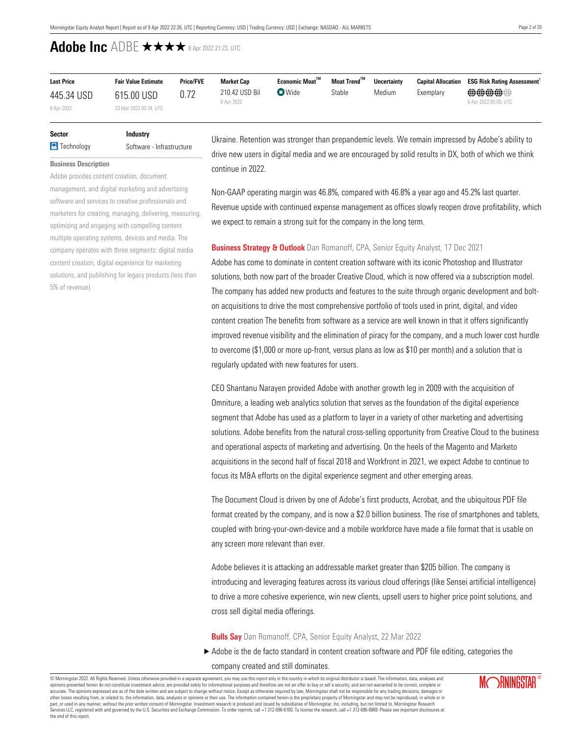# Adobe Inc ADBE ★★★★ 8 Apr 2022 21:23, UTC

| Last Price | Fair Value Estimate | Price/FVE | Market Cap | Economic Moat™ | Moat Trend™ | Uncertainty | Capital Allocation | ESG Risk Rating Assessment[1] |
|---|---|---|---|---|---|---|---|---|
| 445.34 USD 8 Apr 2022 | 615.00 USD 23 Mar 2022 00:34, UTC | 0.72 | 210.42 USD Bil 8 Apr 2022 | Wide | Stable | Medium | Exemplary | 6 Apr 2022 05:00, UTC |

| Sector | Industry |
|---|---|
| Technology | Software - Infrastructure |

**Business Description**

Adobe provides content creation, document management, and digital marketing and advertising software and services to creative professionals and marketers for creating, managing, delivering, measuring, optimizing and engaging with compelling content multiple operating systems, devices and media. The company operates with three segments: digital media content creation, digital experience for marketing solutions, and publishing for legacy products (less than 5% of revenue).

Ukraine. Retention was stronger than prepandemic levels. We remain impressed by Adobe's ability to drive new users in digital media and we are encouraged by solid results in DX, both of which we think continue in 2022.

Non-GAAP operating margin was 46.8%, compared with 46.8% a year ago and 45.2% last quarter. Revenue upside with continued expense management as offices slowly reopen drove profitability, which we expect to remain a strong suit for the company in the long term.

**Business Strategy & Outlook** Dan Romanoff, CPA, Senior Equity Analyst, 17 Dec 2021

Adobe has come to dominate in content creation software with its iconic Photoshop and Illustrator solutions, both now part of the broader Creative Cloud, which is now offered via a subscription model. The company has added new products and features to the suite through organic development and bolt-on acquisitions to drive the most comprehensive portfolio of tools used in print, digital, and video content creation The benefits from software as a service are well known in that it offers significantly improved revenue visibility and the elimination of piracy for the company, and a much lower cost hurdle to overcome ($1,000 or more up-front, versus plans as low as $10 per month) and a solution that is regularly updated with new features for users.

CEO Shantanu Narayen provided Adobe with another growth leg in 2009 with the acquisition of Omniture, a leading web analytics solution that serves as the foundation of the digital experience segment that Adobe has used as a platform to layer in a variety of other marketing and advertising solutions. Adobe benefits from the natural cross-selling opportunity from Creative Cloud to the business and operational aspects of marketing and advertising. On the heels of the Magento and Marketo acquisitions in the second half of fiscal 2018 and Workfront in 2021, we expect Adobe to continue to focus its M&A efforts on the digital experience segment and other emerging areas.

The Document Cloud is driven by one of Adobe's first products, Acrobat, and the ubiquitous PDF file format created by the company, and is now a $2.0 billion business. The rise of smartphones and tablets, coupled with bring-your-own-device and a mobile workforce have made a file format that is usable on any screen more relevant than ever.

Adobe believes it is attacking an addressable market greater than $205 billion. The company is introducing and leveraging features across its various cloud offerings (like Sensei artificial intelligence) to drive a more cohesive experience, win new clients, upsell users to higher price point solutions, and cross sell digital media offerings.

**Bulls Say** Dan Romanoff, CPA, Senior Equity Analyst, 22 Mar 2022

- Adobe is the de facto standard in content creation software and PDF file editing, categories the company created and still dominates.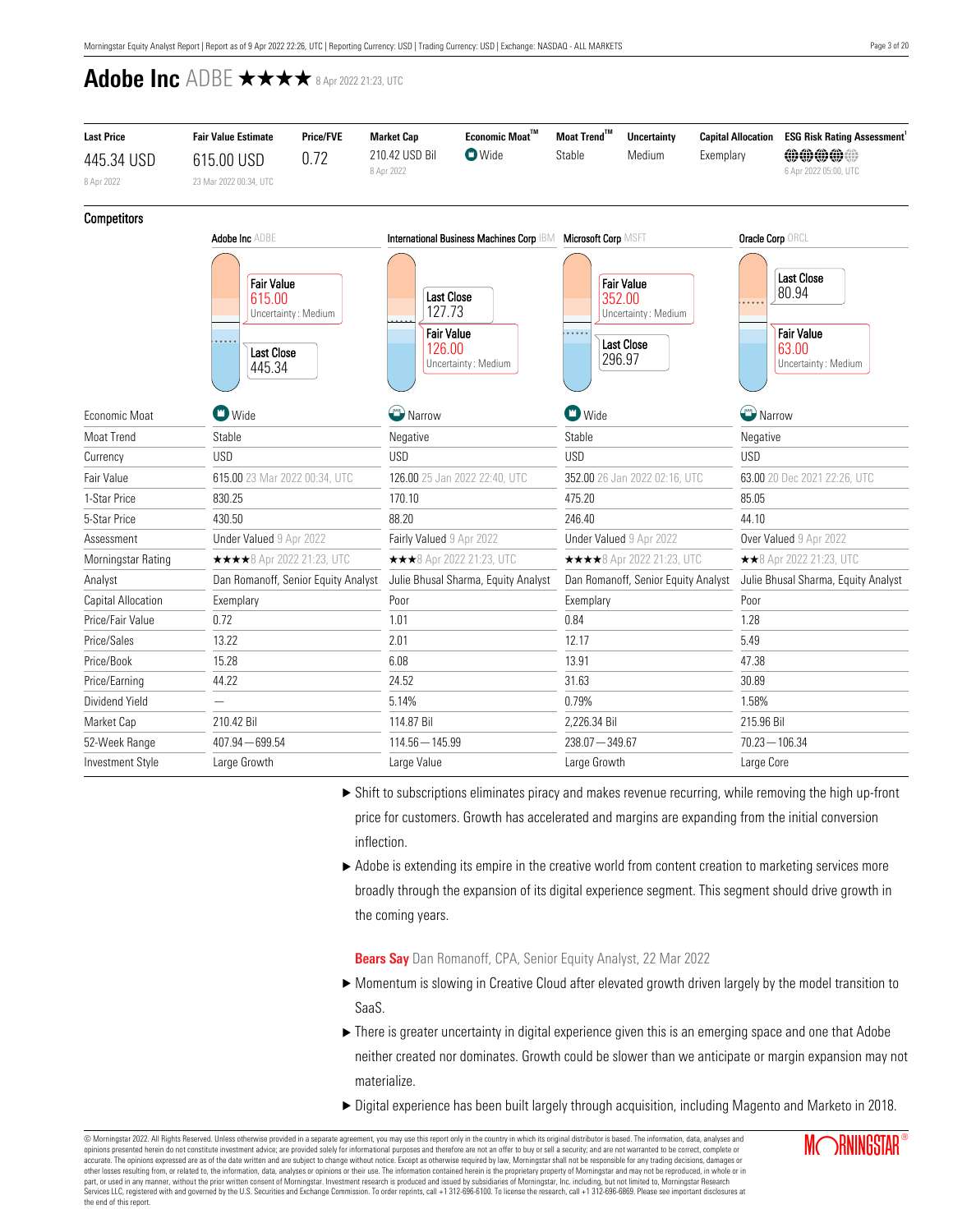# Adobe Inc ADBE ★★★★ 8 Apr 2022 21:23, UTC

| Last Price | Fair Value Estimate | Price/FVE | Market Cap | Economic Moat™ | Moat Trend™ | Uncertainty | Capital Allocation | ESG Risk Rating Assessment[1] |
|---|---|---|---|---|---|---|---|---|
| 445.34 USD<br>8 Apr 2022 | 615.00 USD<br>23 Mar 2022 00:34, UTC | 0.72 | 210.42 USD Bil<br>8 Apr 2022 | Wide | Stable | Medium | Exemplary | 6 Apr 2022 05:00, UTC |

## Competitors

| | Adobe Inc ADBE | International Business Machines Corp IBM | Microsoft Corp MSFT | Oracle Corp ORCL |
|---|---|---|---|---|
| | Fair Value 615.00 Uncertainty : Medium; Last Close 445.34 | Last Close 127.73; Fair Value 126.00 Uncertainty : Medium | Fair Value 352.00 Uncertainty : Medium; Last Close 296.97 | Last Close 80.94; Fair Value 63.00 Uncertainty : Medium |
| Economic Moat | Wide | Narrow | Wide | Narrow |
| Moat Trend | Stable | Negative | Stable | Negative |
| Currency | USD | USD | USD | USD |
| Fair Value | 615.00 23 Mar 2022 00:34, UTC | 126.00 25 Jan 2022 22:40, UTC | 352.00 26 Jan 2022 02:16, UTC | 63.00 20 Dec 2021 22:26, UTC |
| 1-Star Price | 830.25 | 170.10 | 475.20 | 85.05 |
| 5-Star Price | 430.50 | 88.20 | 246.40 | 44.10 |
| Assessment | Under Valued 9 Apr 2022 | Fairly Valued 9 Apr 2022 | Under Valued 9 Apr 2022 | Over Valued 9 Apr 2022 |
| Morningstar Rating | ★★★★8 Apr 2022 21:23, UTC | ★★★8 Apr 2022 21:23, UTC | ★★★★8 Apr 2022 21:23, UTC | ★★8 Apr 2022 21:23, UTC |
| Analyst | Dan Romanoff, Senior Equity Analyst | Julie Bhusal Sharma, Equity Analyst | Dan Romanoff, Senior Equity Analyst | Julie Bhusal Sharma, Equity Analyst |
| Capital Allocation | Exemplary | Poor | Exemplary | Poor |
| Price/Fair Value | 0.72 | 1.01 | 0.84 | 1.28 |
| Price/Sales | 13.22 | 2.01 | 12.17 | 5.49 |
| Price/Book | 15.28 | 6.08 | 13.91 | 47.38 |
| Price/Earning | 44.22 | 24.52 | 31.63 | 30.89 |
| Dividend Yield | — | 5.14% | 0.79% | 1.58% |
| Market Cap | 210.42 Bil | 114.87 Bil | 2,226.34 Bil | 215.96 Bil |
| 52-Week Range | 407.94 — 699.54 | 114.56 — 145.99 | 238.07 — 349.67 | 70.23 — 106.34 |
| Investment Style | Large Growth | Large Value | Large Growth | Large Core |

- Shift to subscriptions eliminates piracy and makes revenue recurring, while removing the high up-front price for customers. Growth has accelerated and margins are expanding from the initial conversion inflection.
- Adobe is extending its empire in the creative world from content creation to marketing services more broadly through the expansion of its digital experience segment. This segment should drive growth in the coming years.

**Bears Say** Dan Romanoff, CPA, Senior Equity Analyst, 22 Mar 2022

- Momentum is slowing in Creative Cloud after elevated growth driven largely by the model transition to SaaS.
- There is greater uncertainty in digital experience given this is an emerging space and one that Adobe neither created nor dominates. Growth could be slower than we anticipate or margin expansion may not materialize.
- Digital experience has been built largely through acquisition, including Magento and Marketo in 2018.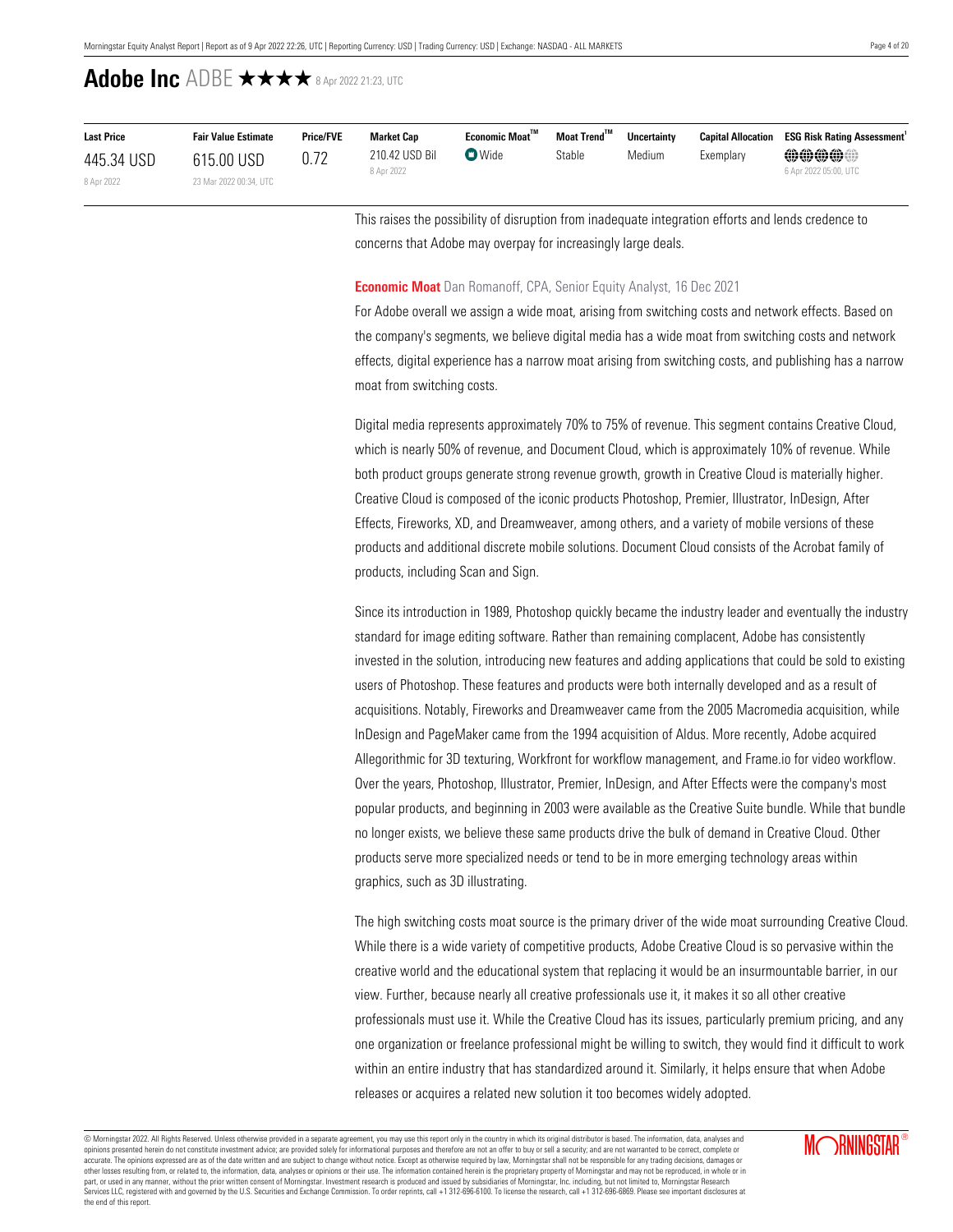# Adobe Inc ADBE ★★★★ 8 Apr 2022 21:23, UTC

| Last Price | Fair Value Estimate | Price/FVE | Market Cap | Economic Moat™ | Moat Trend™ | Uncertainty | Capital Allocation | ESG Risk Rating Assessment[1] |
|---|---|---|---|---|---|---|---|---|
| 445.34 USD<br>8 Apr 2022 | 615.00 USD<br>23 Mar 2022 00:34, UTC | 0.72 | 210.42 USD Bil<br>8 Apr 2022 | Wide | Stable | Medium | Exemplary | 4 of 5<br>6 Apr 2022 05:00, UTC |

This raises the possibility of disruption from inadequate integration efforts and lends credence to concerns that Adobe may overpay for increasingly large deals.

**Economic Moat** Dan Romanoff, CPA, Senior Equity Analyst, 16 Dec 2021

For Adobe overall we assign a wide moat, arising from switching costs and network effects. Based on the company's segments, we believe digital media has a wide moat from switching costs and network effects, digital experience has a narrow moat arising from switching costs, and publishing has a narrow moat from switching costs.

Digital media represents approximately 70% to 75% of revenue. This segment contains Creative Cloud, which is nearly 50% of revenue, and Document Cloud, which is approximately 10% of revenue. While both product groups generate strong revenue growth, growth in Creative Cloud is materially higher. Creative Cloud is composed of the iconic products Photoshop, Premier, Illustrator, InDesign, After Effects, Fireworks, XD, and Dreamweaver, among others, and a variety of mobile versions of these products and additional discrete mobile solutions. Document Cloud consists of the Acrobat family of products, including Scan and Sign.

Since its introduction in 1989, Photoshop quickly became the industry leader and eventually the industry standard for image editing software. Rather than remaining complacent, Adobe has consistently invested in the solution, introducing new features and adding applications that could be sold to existing users of Photoshop. These features and products were both internally developed and as a result of acquisitions. Notably, Fireworks and Dreamweaver came from the 2005 Macromedia acquisition, while InDesign and PageMaker came from the 1994 acquisition of Aldus. More recently, Adobe acquired Allegorithmic for 3D texturing, Workfront for workflow management, and Frame.io for video workflow. Over the years, Photoshop, Illustrator, Premier, InDesign, and After Effects were the company's most popular products, and beginning in 2003 were available as the Creative Suite bundle. While that bundle no longer exists, we believe these same products drive the bulk of demand in Creative Cloud. Other products serve more specialized needs or tend to be in more emerging technology areas within graphics, such as 3D illustrating.

The high switching costs moat source is the primary driver of the wide moat surrounding Creative Cloud. While there is a wide variety of competitive products, Adobe Creative Cloud is so pervasive within the creative world and the educational system that replacing it would be an insurmountable barrier, in our view. Further, because nearly all creative professionals use it, it makes it so all other creative professionals must use it. While the Creative Cloud has its issues, particularly premium pricing, and any one organization or freelance professional might be willing to switch, they would find it difficult to work within an entire industry that has standardized around it. Similarly, it helps ensure that when Adobe releases or acquires a related new solution it too becomes widely adopted.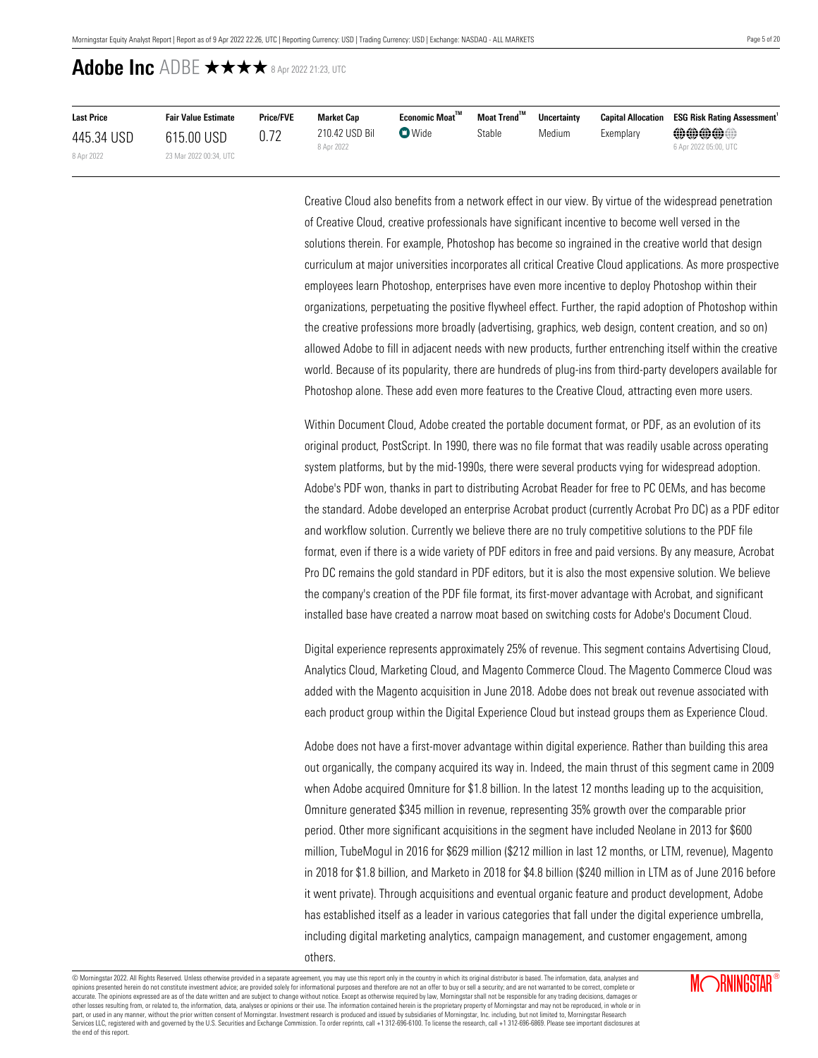# Adobe Inc ADBE ★★★★ 8 Apr 2022 21:23, UTC

| Last Price | Fair Value Estimate | Price/FVE | Market Cap | Economic Moat™ | Moat Trend™ | Uncertainty | Capital Allocation | ESG Risk Rating Assessment[1] |
|---|---|---|---|---|---|---|---|---|
| 445.34 USD 8 Apr 2022 | 615.00 USD 23 Mar 2022 00:34, UTC | 0.72 | 210.42 USD Bil 8 Apr 2022 | Wide | Stable | Medium | Exemplary | 6 Apr 2022 05:00, UTC |

Creative Cloud also benefits from a network effect in our view. By virtue of the widespread penetration of Creative Cloud, creative professionals have significant incentive to become well versed in the solutions therein. For example, Photoshop has become so ingrained in the creative world that design curriculum at major universities incorporates all critical Creative Cloud applications. As more prospective employees learn Photoshop, enterprises have even more incentive to deploy Photoshop within their organizations, perpetuating the positive flywheel effect. Further, the rapid adoption of Photoshop within the creative professions more broadly (advertising, graphics, web design, content creation, and so on) allowed Adobe to fill in adjacent needs with new products, further entrenching itself within the creative world. Because of its popularity, there are hundreds of plug-ins from third-party developers available for Photoshop alone. These add even more features to the Creative Cloud, attracting even more users.

Within Document Cloud, Adobe created the portable document format, or PDF, as an evolution of its original product, PostScript. In 1990, there was no file format that was readily usable across operating system platforms, but by the mid-1990s, there were several products vying for widespread adoption. Adobe's PDF won, thanks in part to distributing Acrobat Reader for free to PC OEMs, and has become the standard. Adobe developed an enterprise Acrobat product (currently Acrobat Pro DC) as a PDF editor and workflow solution. Currently we believe there are no truly competitive solutions to the PDF file format, even if there is a wide variety of PDF editors in free and paid versions. By any measure, Acrobat Pro DC remains the gold standard in PDF editors, but it is also the most expensive solution. We believe the company's creation of the PDF file format, its first-mover advantage with Acrobat, and significant installed base have created a narrow moat based on switching costs for Adobe's Document Cloud.

Digital experience represents approximately 25% of revenue. This segment contains Advertising Cloud, Analytics Cloud, Marketing Cloud, and Magento Commerce Cloud. The Magento Commerce Cloud was added with the Magento acquisition in June 2018. Adobe does not break out revenue associated with each product group within the Digital Experience Cloud but instead groups them as Experience Cloud.

Adobe does not have a first-mover advantage within digital experience. Rather than building this area out organically, the company acquired its way in. Indeed, the main thrust of this segment came in 2009 when Adobe acquired Omniture for $1.8 billion. In the latest 12 months leading up to the acquisition, Omniture generated $345 million in revenue, representing 35% growth over the comparable prior period. Other more significant acquisitions in the segment have included Neolane in 2013 for $600 million, TubeMogul in 2016 for $629 million ($212 million in last 12 months, or LTM, revenue), Magento in 2018 for $1.8 billion, and Marketo in 2018 for $4.8 billion ($240 million in LTM as of June 2016 before it went private). Through acquisitions and eventual organic feature and product development, Adobe has established itself as a leader in various categories that fall under the digital experience umbrella, including digital marketing analytics, campaign management, and customer engagement, among others.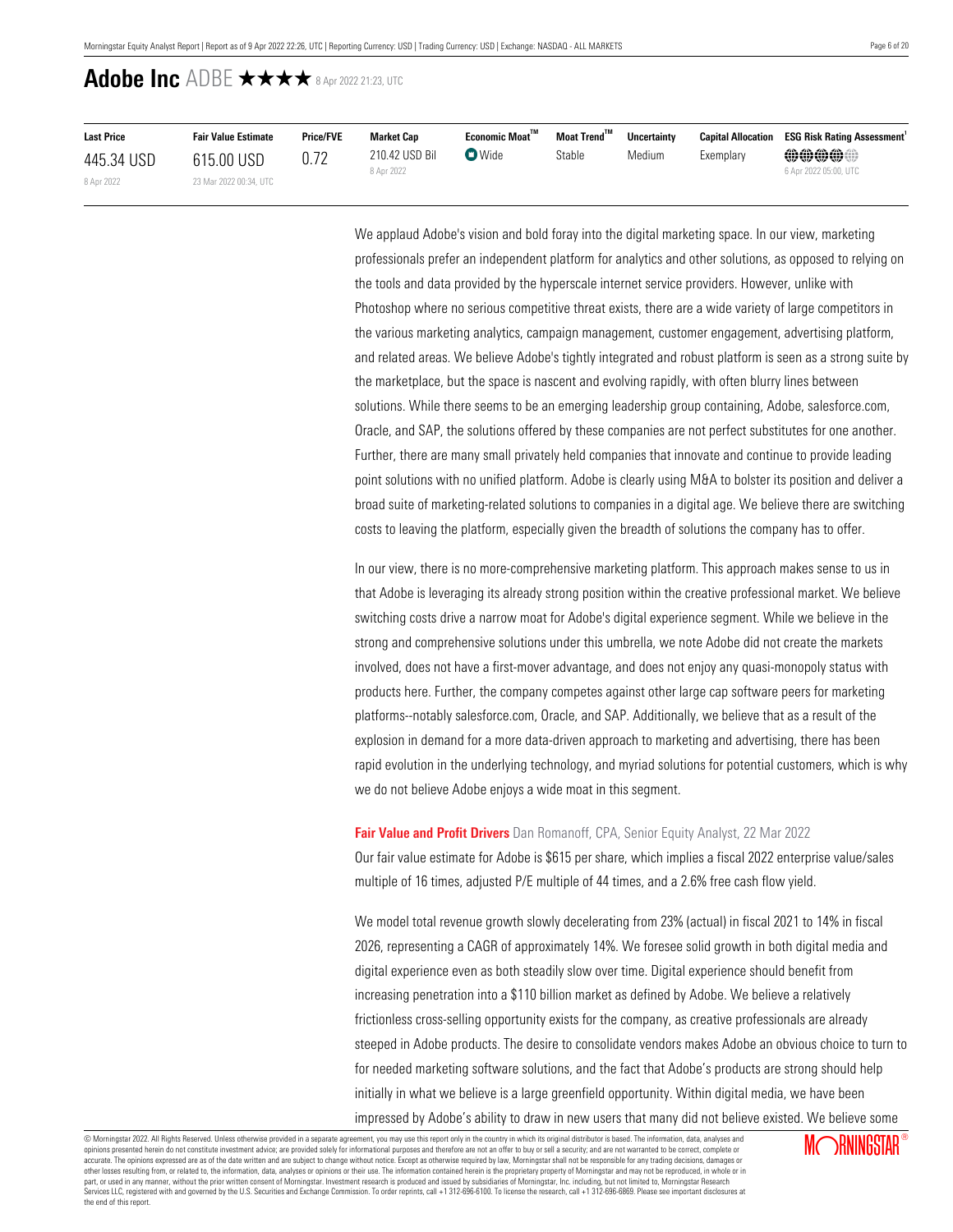# Adobe Inc ADBE ★★★★ 8 Apr 2022 21:23, UTC

| Last Price | Fair Value Estimate | Price/FVE | Market Cap | Economic Moat™ | Moat Trend™ | Uncertainty | Capital Allocation | ESG Risk Rating Assessment[1] |
|---|---|---|---|---|---|---|---|---|
| 445.34 USD<br>8 Apr 2022 | 615.00 USD<br>23 Mar 2022 00:34, UTC | 0.72 | 210.42 USD Bil<br>8 Apr 2022 | Wide | Stable | Medium | Exemplary | 6 Apr 2022 05:00, UTC |

We applaud Adobe's vision and bold foray into the digital marketing space. In our view, marketing professionals prefer an independent platform for analytics and other solutions, as opposed to relying on the tools and data provided by the hyperscale internet service providers. However, unlike with Photoshop where no serious competitive threat exists, there are a wide variety of large competitors in the various marketing analytics, campaign management, customer engagement, advertising platform, and related areas. We believe Adobe's tightly integrated and robust platform is seen as a strong suite by the marketplace, but the space is nascent and evolving rapidly, with often blurry lines between solutions. While there seems to be an emerging leadership group containing, Adobe, salesforce.com, Oracle, and SAP, the solutions offered by these companies are not perfect substitutes for one another. Further, there are many small privately held companies that innovate and continue to provide leading point solutions with no unified platform. Adobe is clearly using M&A to bolster its position and deliver a broad suite of marketing-related solutions to companies in a digital age. We believe there are switching costs to leaving the platform, especially given the breadth of solutions the company has to offer.

In our view, there is no more-comprehensive marketing platform. This approach makes sense to us in that Adobe is leveraging its already strong position within the creative professional market. We believe switching costs drive a narrow moat for Adobe's digital experience segment. While we believe in the strong and comprehensive solutions under this umbrella, we note Adobe did not create the markets involved, does not have a first-mover advantage, and does not enjoy any quasi-monopoly status with products here. Further, the company competes against other large cap software peers for marketing platforms--notably salesforce.com, Oracle, and SAP. Additionally, we believe that as a result of the explosion in demand for a more data-driven approach to marketing and advertising, there has been rapid evolution in the underlying technology, and myriad solutions for potential customers, which is why we do not believe Adobe enjoys a wide moat in this segment.

**Fair Value and Profit Drivers** Dan Romanoff, CPA, Senior Equity Analyst, 22 Mar 2022

Our fair value estimate for Adobe is $615 per share, which implies a fiscal 2022 enterprise value/sales multiple of 16 times, adjusted P/E multiple of 44 times, and a 2.6% free cash flow yield.

We model total revenue growth slowly decelerating from 23% (actual) in fiscal 2021 to 14% in fiscal 2026, representing a CAGR of approximately 14%. We foresee solid growth in both digital media and digital experience even as both steadily slow over time. Digital experience should benefit from increasing penetration into a $110 billion market as defined by Adobe. We believe a relatively frictionless cross-selling opportunity exists for the company, as creative professionals are already steeped in Adobe products. The desire to consolidate vendors makes Adobe an obvious choice to turn to for needed marketing software solutions, and the fact that Adobe's products are strong should help initially in what we believe is a large greenfield opportunity. Within digital media, we have been impressed by Adobe's ability to draw in new users that many did not believe existed. We believe some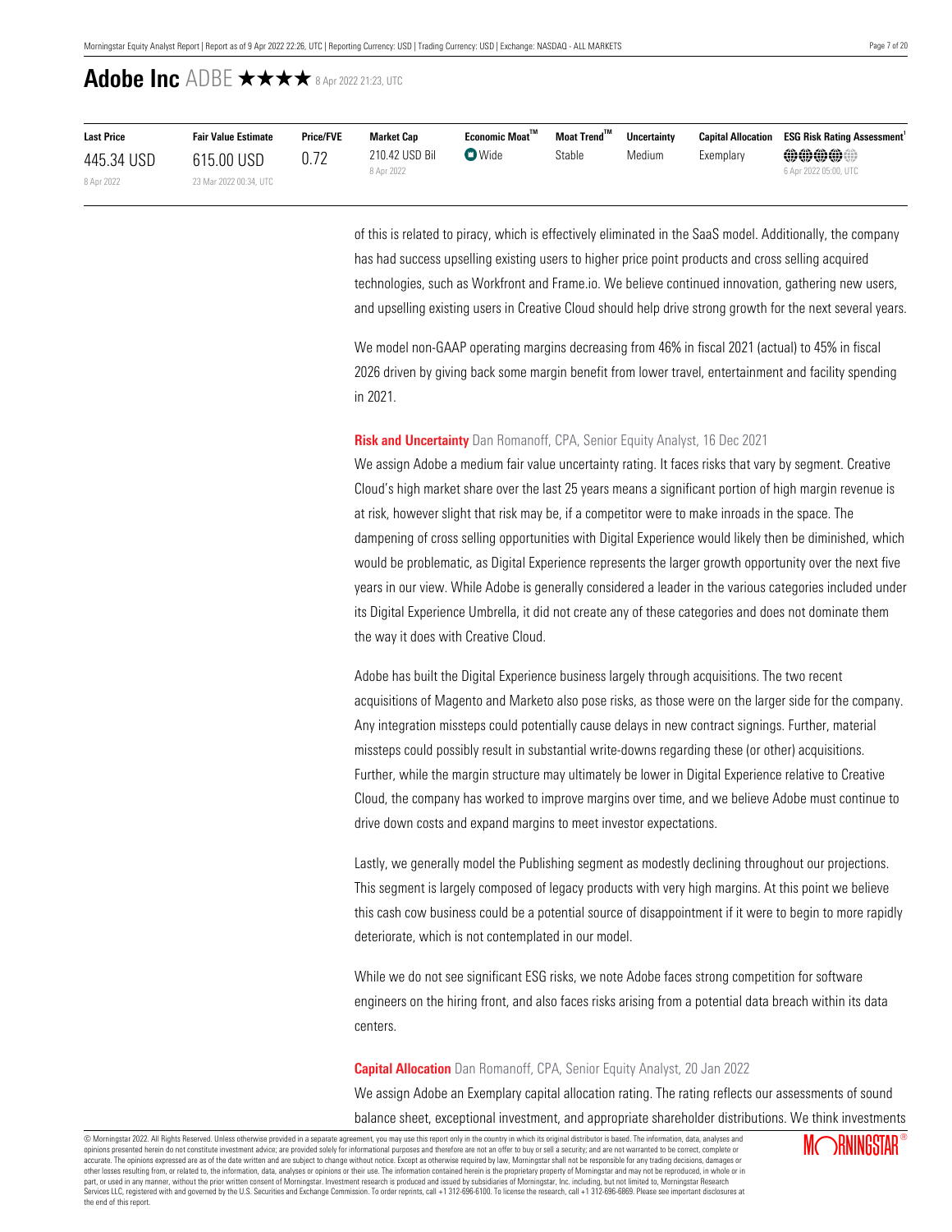# Adobe Inc ADBE ★★★★ 8 Apr 2022 21:23, UTC

| Last Price | Fair Value Estimate | Price/FVE | Market Cap | Economic Moat™ | Moat Trend™ | Uncertainty | Capital Allocation | ESG Risk Rating Assessment[1] |
|---|---|---|---|---|---|---|---|---|
| 445.34 USD 8 Apr 2022 | 615.00 USD 23 Mar 2022 00:34, UTC | 0.72 | 210.42 USD Bil 8 Apr 2022 | Wide | Stable | Medium | Exemplary | 6 Apr 2022 05:00, UTC |

of this is related to piracy, which is effectively eliminated in the SaaS model. Additionally, the company has had success upselling existing users to higher price point products and cross selling acquired technologies, such as Workfront and Frame.io. We believe continued innovation, gathering new users, and upselling existing users in Creative Cloud should help drive strong growth for the next several years.

We model non-GAAP operating margins decreasing from 46% in fiscal 2021 (actual) to 45% in fiscal 2026 driven by giving back some margin benefit from lower travel, entertainment and facility spending in 2021.

**Risk and Uncertainty** Dan Romanoff, CPA, Senior Equity Analyst, 16 Dec 2021

We assign Adobe a medium fair value uncertainty rating. It faces risks that vary by segment. Creative Cloud's high market share over the last 25 years means a significant portion of high margin revenue is at risk, however slight that risk may be, if a competitor were to make inroads in the space. The dampening of cross selling opportunities with Digital Experience would likely then be diminished, which would be problematic, as Digital Experience represents the larger growth opportunity over the next five years in our view. While Adobe is generally considered a leader in the various categories included under its Digital Experience Umbrella, it did not create any of these categories and does not dominate them the way it does with Creative Cloud.

Adobe has built the Digital Experience business largely through acquisitions. The two recent acquisitions of Magento and Marketo also pose risks, as those were on the larger side for the company. Any integration missteps could potentially cause delays in new contract signings. Further, material missteps could possibly result in substantial write-downs regarding these (or other) acquisitions. Further, while the margin structure may ultimately be lower in Digital Experience relative to Creative Cloud, the company has worked to improve margins over time, and we believe Adobe must continue to drive down costs and expand margins to meet investor expectations.

Lastly, we generally model the Publishing segment as modestly declining throughout our projections. This segment is largely composed of legacy products with very high margins. At this point we believe this cash cow business could be a potential source of disappointment if it were to begin to more rapidly deteriorate, which is not contemplated in our model.

While we do not see significant ESG risks, we note Adobe faces strong competition for software engineers on the hiring front, and also faces risks arising from a potential data breach within its data centers.

**Capital Allocation** Dan Romanoff, CPA, Senior Equity Analyst, 20 Jan 2022

We assign Adobe an Exemplary capital allocation rating. The rating reflects our assessments of sound balance sheet, exceptional investment, and appropriate shareholder distributions. We think investments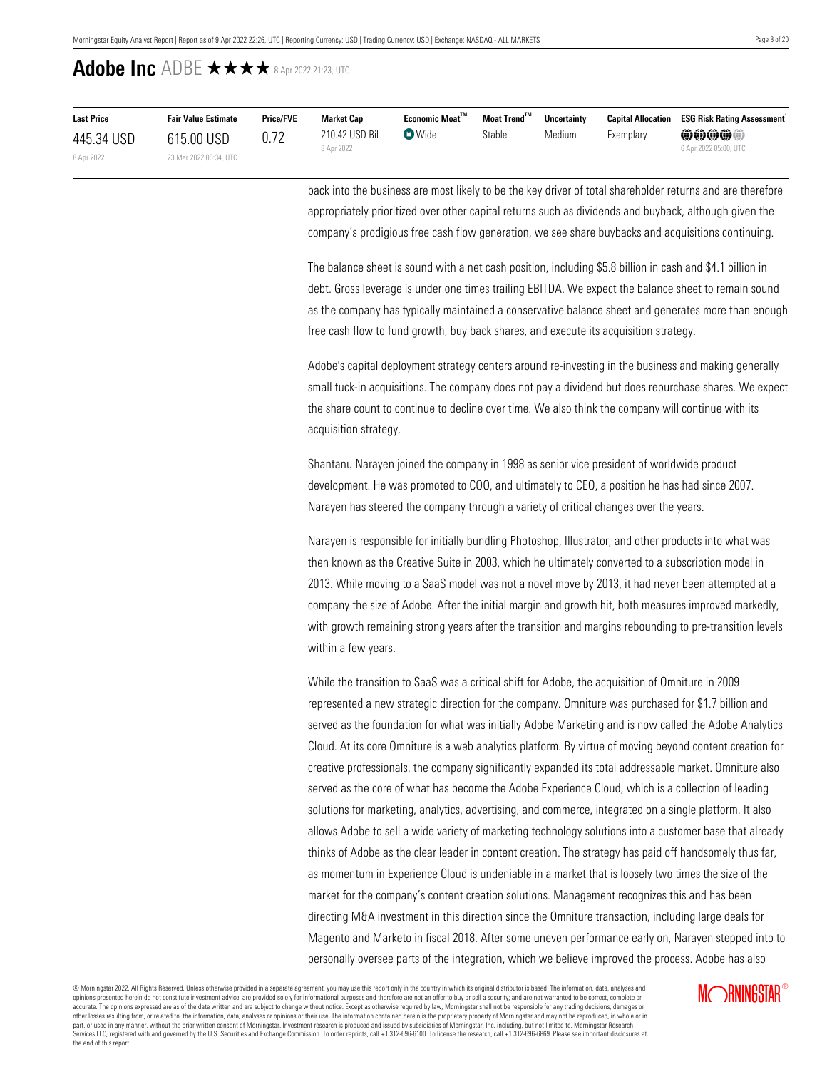# Adobe Inc ADBE ★★★★ 8 Apr 2022 21:23, UTC

| Last Price | Fair Value Estimate | Price/FVE | Market Cap | Economic Moat™ | Moat Trend™ | Uncertainty | Capital Allocation | ESG Risk Rating Assessment[1] |
|---|---|---|---|---|---|---|---|---|
| 445.34 USD<br>8 Apr 2022 | 615.00 USD<br>23 Mar 2022 00:34, UTC | 0.72 | 210.42 USD Bil<br>8 Apr 2022 | Wide | Stable | Medium | Exemplary | 6 Apr 2022 05:00, UTC |

back into the business are most likely to be the key driver of total shareholder returns and are therefore appropriately prioritized over other capital returns such as dividends and buyback, although given the company's prodigious free cash flow generation, we see share buybacks and acquisitions continuing.

The balance sheet is sound with a net cash position, including $5.8 billion in cash and $4.1 billion in debt. Gross leverage is under one times trailing EBITDA. We expect the balance sheet to remain sound as the company has typically maintained a conservative balance sheet and generates more than enough free cash flow to fund growth, buy back shares, and execute its acquisition strategy.

Adobe's capital deployment strategy centers around re-investing in the business and making generally small tuck-in acquisitions. The company does not pay a dividend but does repurchase shares. We expect the share count to continue to decline over time. We also think the company will continue with its acquisition strategy.

Shantanu Narayen joined the company in 1998 as senior vice president of worldwide product development. He was promoted to COO, and ultimately to CEO, a position he has had since 2007. Narayen has steered the company through a variety of critical changes over the years.

Narayen is responsible for initially bundling Photoshop, Illustrator, and other products into what was then known as the Creative Suite in 2003, which he ultimately converted to a subscription model in 2013. While moving to a SaaS model was not a novel move by 2013, it had never been attempted at a company the size of Adobe. After the initial margin and growth hit, both measures improved markedly, with growth remaining strong years after the transition and margins rebounding to pre-transition levels within a few years.

While the transition to SaaS was a critical shift for Adobe, the acquisition of Omniture in 2009 represented a new strategic direction for the company. Omniture was purchased for $1.7 billion and served as the foundation for what was initially Adobe Marketing and is now called the Adobe Analytics Cloud. At its core Omniture is a web analytics platform. By virtue of moving beyond content creation for creative professionals, the company significantly expanded its total addressable market. Omniture also served as the core of what has become the Adobe Experience Cloud, which is a collection of leading solutions for marketing, analytics, advertising, and commerce, integrated on a single platform. It also allows Adobe to sell a wide variety of marketing technology solutions into a customer base that already thinks of Adobe as the clear leader in content creation. The strategy has paid off handsomely thus far, as momentum in Experience Cloud is undeniable in a market that is loosely two times the size of the market for the company's content creation solutions. Management recognizes this and has been directing M&A investment in this direction since the Omniture transaction, including large deals for Magento and Marketo in fiscal 2018. After some uneven performance early on, Narayen stepped into to personally oversee parts of the integration, which we believe improved the process. Adobe has also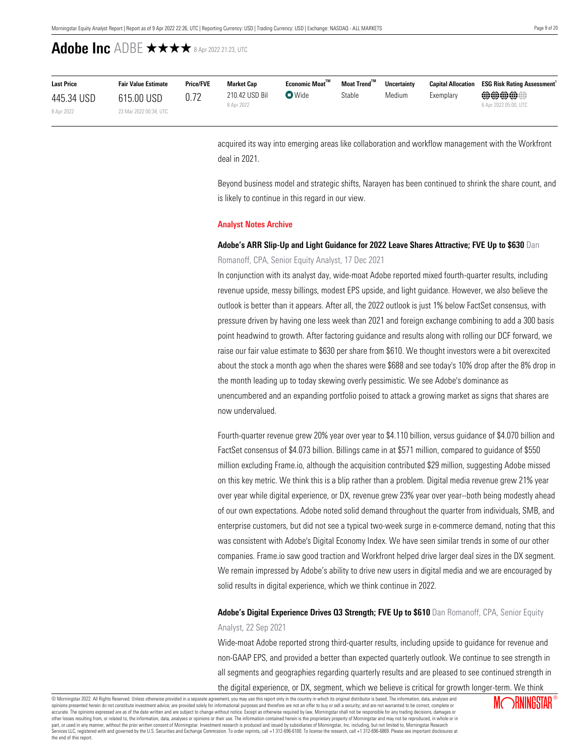# Adobe Inc ADBE ★★★★ 8 Apr 2022 21:23, UTC

| Last Price | Fair Value Estimate | Price/FVE | Market Cap | Economic Moat™ | Moat Trend™ | Uncertainty | Capital Allocation | ESG Risk Rating Assessment[1] |
|---|---|---|---|---|---|---|---|---|
| 445.34 USD<br>8 Apr 2022 | 615.00 USD<br>23 Mar 2022 00:34, UTC | 0.72 | 210.42 USD Bil<br>8 Apr 2022 | Wide | Stable | Medium | Exemplary | 6 Apr 2022 05:00, UTC |

acquired its way into emerging areas like collaboration and workflow management with the Workfront deal in 2021.

Beyond business model and strategic shifts, Narayen has been continued to shrink the share count, and is likely to continue in this regard in our view.

## Analyst Notes Archive

**Adobe's ARR Slip-Up and Light Guidance for 2022 Leave Shares Attractive; FVE Up to $630** Dan Romanoff, CPA, Senior Equity Analyst, 17 Dec 2021

In conjunction with its analyst day, wide-moat Adobe reported mixed fourth-quarter results, including revenue upside, messy billings, modest EPS upside, and light guidance. However, we also believe the outlook is better than it appears. After all, the 2022 outlook is just 1% below FactSet consensus, with pressure driven by having one less week than 2021 and foreign exchange combining to add a 300 basis point headwind to growth. After factoring guidance and results along with rolling our DCF forward, we raise our fair value estimate to $630 per share from $610. We thought investors were a bit overexcited about the stock a month ago when the shares were $688 and see today's 10% drop after the 8% drop in the month leading up to today skewing overly pessimistic. We see Adobe's dominance as unencumbered and an expanding portfolio poised to attack a growing market as signs that shares are now undervalued.

Fourth-quarter revenue grew 20% year over year to $4.110 billion, versus guidance of $4.070 billion and FactSet consensus of $4.073 billion. Billings came in at $571 million, compared to guidance of $550 million excluding Frame.io, although the acquisition contributed $29 million, suggesting Adobe missed on this key metric. We think this is a blip rather than a problem. Digital media revenue grew 21% year over year while digital experience, or DX, revenue grew 23% year over year--both being modestly ahead of our own expectations. Adobe noted solid demand throughout the quarter from individuals, SMB, and enterprise customers, but did not see a typical two-week surge in e-commerce demand, noting that this was consistent with Adobe's Digital Economy Index. We have seen similar trends in some of our other companies. Frame.io saw good traction and Workfront helped drive larger deal sizes in the DX segment. We remain impressed by Adobe's ability to drive new users in digital media and we are encouraged by solid results in digital experience, which we think continue in 2022.

**Adobe's Digital Experience Drives Q3 Strength; FVE Up to $610** Dan Romanoff, CPA, Senior Equity Analyst, 22 Sep 2021

Wide-moat Adobe reported strong third-quarter results, including upside to guidance for revenue and non-GAAP EPS, and provided a better than expected quarterly outlook. We continue to see strength in all segments and geographies regarding quarterly results and are pleased to see continued strength in the digital experience, or DX, segment, which we believe is critical for growth longer-term. We think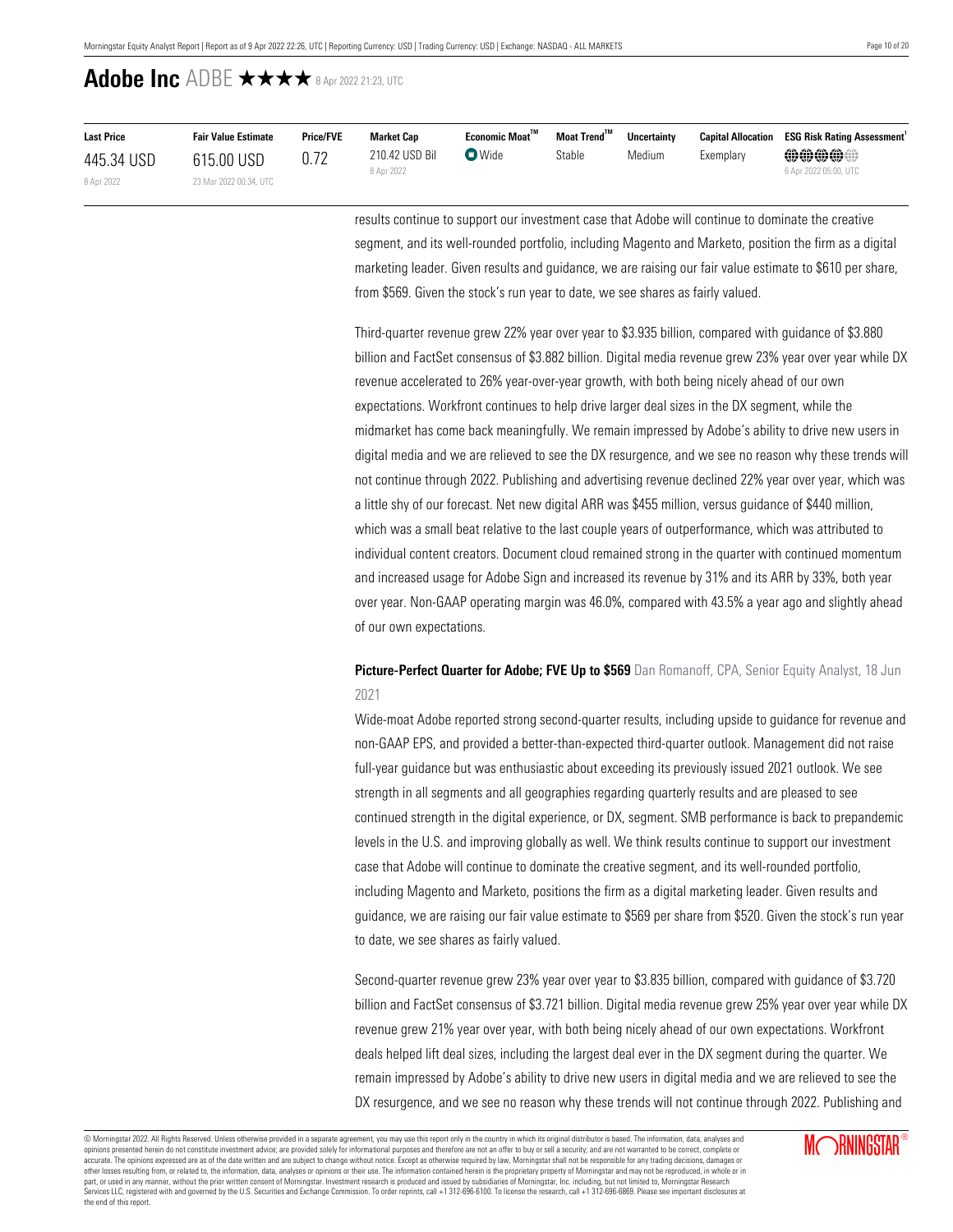# Adobe Inc ADBE ★★★★ 8 Apr 2022 21:23, UTC

| Last Price | Fair Value Estimate | Price/FVE | Market Cap | Economic Moat™ | Moat Trend™ | Uncertainty | Capital Allocation | ESG Risk Rating Assessment[1] |
|---|---|---|---|---|---|---|---|---|
| 445.34 USD<br>8 Apr 2022 | 615.00 USD<br>23 Mar 2022 00:34, UTC | 0.72 | 210.42 USD Bil<br>8 Apr 2022 | Wide | Stable | Medium | Exemplary | 6 Apr 2022 05:00, UTC |

results continue to support our investment case that Adobe will continue to dominate the creative segment, and its well-rounded portfolio, including Magento and Marketo, position the firm as a digital marketing leader. Given results and guidance, we are raising our fair value estimate to $610 per share, from $569. Given the stock's run year to date, we see shares as fairly valued.

Third-quarter revenue grew 22% year over year to $3.935 billion, compared with guidance of $3.880 billion and FactSet consensus of $3.882 billion. Digital media revenue grew 23% year over year while DX revenue accelerated to 26% year-over-year growth, with both being nicely ahead of our own expectations. Workfront continues to help drive larger deal sizes in the DX segment, while the midmarket has come back meaningfully. We remain impressed by Adobe's ability to drive new users in digital media and we are relieved to see the DX resurgence, and we see no reason why these trends will not continue through 2022. Publishing and advertising revenue declined 22% year over year, which was a little shy of our forecast. Net new digital ARR was $455 million, versus guidance of $440 million, which was a small beat relative to the last couple years of outperformance, which was attributed to individual content creators. Document cloud remained strong in the quarter with continued momentum and increased usage for Adobe Sign and increased its revenue by 31% and its ARR by 33%, both year over year. Non-GAAP operating margin was 46.0%, compared with 43.5% a year ago and slightly ahead of our own expectations.

**Picture-Perfect Quarter for Adobe; FVE Up to $569** Dan Romanoff, CPA, Senior Equity Analyst, 18 Jun 2021

Wide-moat Adobe reported strong second-quarter results, including upside to guidance for revenue and non-GAAP EPS, and provided a better-than-expected third-quarter outlook. Management did not raise full-year guidance but was enthusiastic about exceeding its previously issued 2021 outlook. We see strength in all segments and all geographies regarding quarterly results and are pleased to see continued strength in the digital experience, or DX, segment. SMB performance is back to prepandemic levels in the U.S. and improving globally as well. We think results continue to support our investment case that Adobe will continue to dominate the creative segment, and its well-rounded portfolio, including Magento and Marketo, positions the firm as a digital marketing leader. Given results and guidance, we are raising our fair value estimate to $569 per share from $520. Given the stock's run year to date, we see shares as fairly valued.

Second-quarter revenue grew 23% year over year to $3.835 billion, compared with guidance of $3.720 billion and FactSet consensus of $3.721 billion. Digital media revenue grew 25% year over year while DX revenue grew 21% year over year, with both being nicely ahead of our own expectations. Workfront deals helped lift deal sizes, including the largest deal ever in the DX segment during the quarter. We remain impressed by Adobe's ability to drive new users in digital media and we are relieved to see the DX resurgence, and we see no reason why these trends will not continue through 2022. Publishing and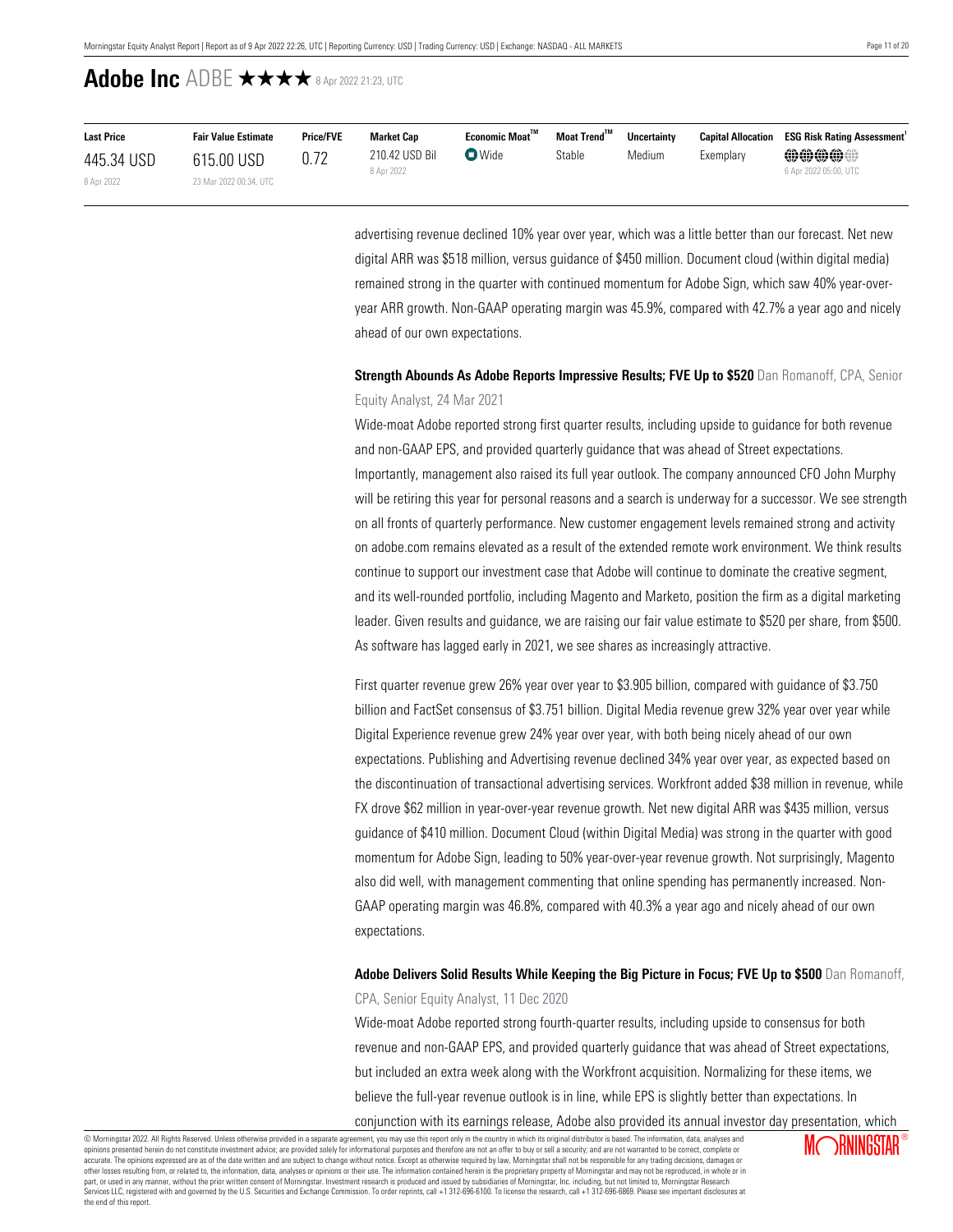# Adobe Inc ADBE ★★★★ 8 Apr 2022 21:23, UTC

| Last Price | Fair Value Estimate | Price/FVE | Market Cap | Economic Moat™ | Moat Trend™ | Uncertainty | Capital Allocation | ESG Risk Rating Assessment[1] |
|---|---|---|---|---|---|---|---|---|
| 445.34 USD<br>8 Apr 2022 | 615.00 USD<br>23 Mar 2022 00:34, UTC | 0.72 | 210.42 USD Bil<br>8 Apr 2022 | Wide | Stable | Medium | Exemplary | 6 Apr 2022 05:00, UTC |

advertising revenue declined 10% year over year, which was a little better than our forecast. Net new digital ARR was $518 million, versus guidance of $450 million. Document cloud (within digital media) remained strong in the quarter with continued momentum for Adobe Sign, which saw 40% year-over-year ARR growth. Non-GAAP operating margin was 45.9%, compared with 42.7% a year ago and nicely ahead of our own expectations.

**Strength Abounds As Adobe Reports Impressive Results; FVE Up to $520** Dan Romanoff, CPA, Senior Equity Analyst, 24 Mar 2021

Wide-moat Adobe reported strong first quarter results, including upside to guidance for both revenue and non-GAAP EPS, and provided quarterly guidance that was ahead of Street expectations. Importantly, management also raised its full year outlook. The company announced CFO John Murphy will be retiring this year for personal reasons and a search is underway for a successor. We see strength on all fronts of quarterly performance. New customer engagement levels remained strong and activity on adobe.com remains elevated as a result of the extended remote work environment. We think results continue to support our investment case that Adobe will continue to dominate the creative segment, and its well-rounded portfolio, including Magento and Marketo, position the firm as a digital marketing leader. Given results and guidance, we are raising our fair value estimate to $520 per share, from $500. As software has lagged early in 2021, we see shares as increasingly attractive.

First quarter revenue grew 26% year over year to $3.905 billion, compared with guidance of $3.750 billion and FactSet consensus of $3.751 billion. Digital Media revenue grew 32% year over year while Digital Experience revenue grew 24% year over year, with both being nicely ahead of our own expectations. Publishing and Advertising revenue declined 34% year over year, as expected based on the discontinuation of transactional advertising services. Workfront added $38 million in revenue, while FX drove $62 million in year-over-year revenue growth. Net new digital ARR was $435 million, versus guidance of $410 million. Document Cloud (within Digital Media) was strong in the quarter with good momentum for Adobe Sign, leading to 50% year-over-year revenue growth. Not surprisingly, Magento also did well, with management commenting that online spending has permanently increased. Non-GAAP operating margin was 46.8%, compared with 40.3% a year ago and nicely ahead of our own expectations.

**Adobe Delivers Solid Results While Keeping the Big Picture in Focus; FVE Up to $500** Dan Romanoff, CPA, Senior Equity Analyst, 11 Dec 2020

Wide-moat Adobe reported strong fourth-quarter results, including upside to consensus for both revenue and non-GAAP EPS, and provided quarterly guidance that was ahead of Street expectations, but included an extra week along with the Workfront acquisition. Normalizing for these items, we believe the full-year revenue outlook is in line, while EPS is slightly better than expectations. In conjunction with its earnings release, Adobe also provided its annual investor day presentation, which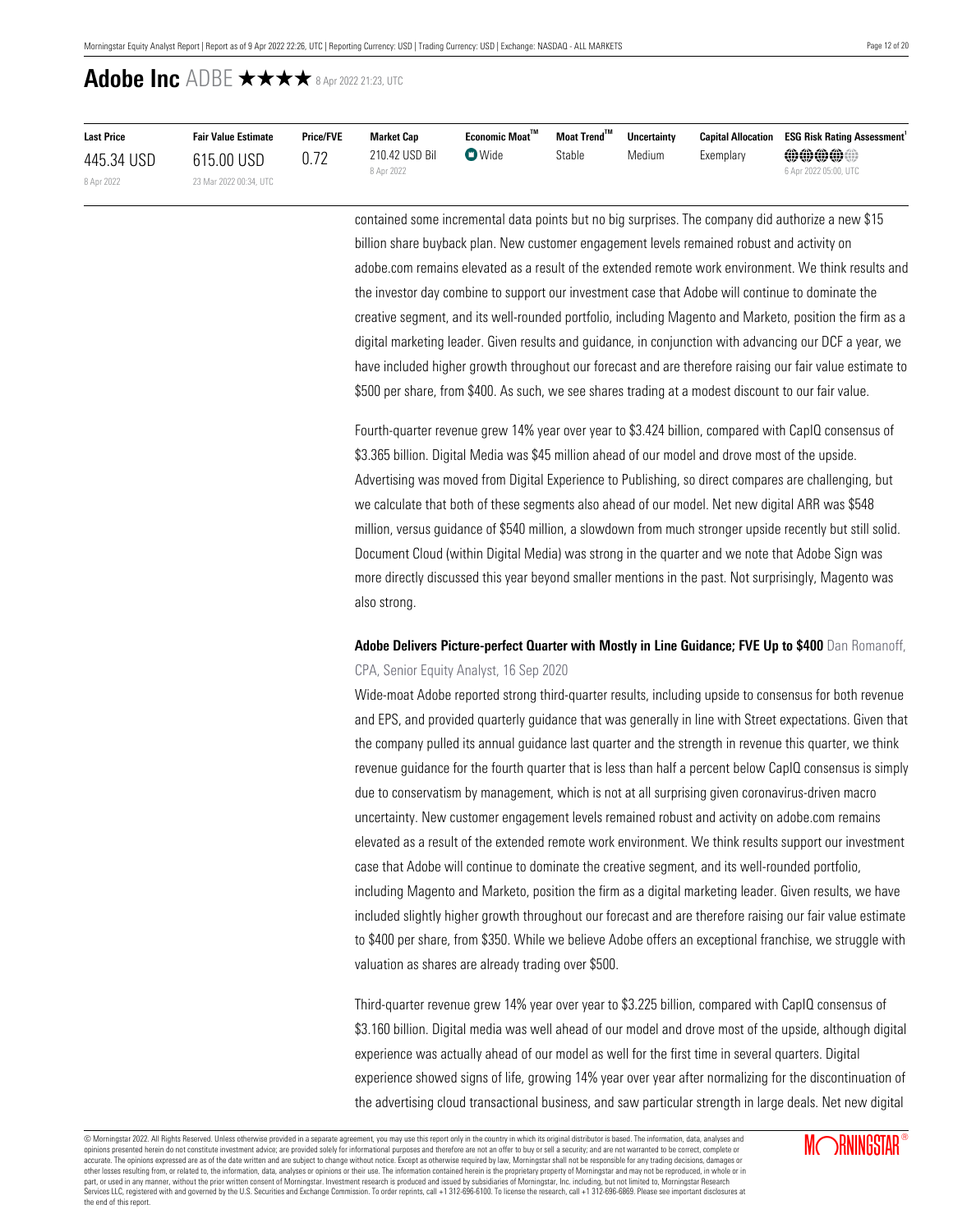# Adobe Inc ADBE ★★★★ 8 Apr 2022 21:23, UTC

| Last Price | Fair Value Estimate | Price/FVE | Market Cap | Economic Moat™ | Moat Trend™ | Uncertainty | Capital Allocation | ESG Risk Rating Assessment[1] |
|---|---|---|---|---|---|---|---|---|
| 445.34 USD<br>8 Apr 2022 | 615.00 USD<br>23 Mar 2022 00:34, UTC | 0.72 | 210.42 USD Bil<br>8 Apr 2022 | Wide | Stable | Medium | Exemplary | 6 Apr 2022 05:00, UTC |

contained some incremental data points but no big surprises. The company did authorize a new $15 billion share buyback plan. New customer engagement levels remained robust and activity on adobe.com remains elevated as a result of the extended remote work environment. We think results and the investor day combine to support our investment case that Adobe will continue to dominate the creative segment, and its well-rounded portfolio, including Magento and Marketo, position the firm as a digital marketing leader. Given results and guidance, in conjunction with advancing our DCF a year, we have included higher growth throughout our forecast and are therefore raising our fair value estimate to $500 per share, from $400. As such, we see shares trading at a modest discount to our fair value.

Fourth-quarter revenue grew 14% year over year to $3.424 billion, compared with CapIQ consensus of $3.365 billion. Digital Media was $45 million ahead of our model and drove most of the upside. Advertising was moved from Digital Experience to Publishing, so direct compares are challenging, but we calculate that both of these segments also ahead of our model. Net new digital ARR was $548 million, versus guidance of $540 million, a slowdown from much stronger upside recently but still solid. Document Cloud (within Digital Media) was strong in the quarter and we note that Adobe Sign was more directly discussed this year beyond smaller mentions in the past. Not surprisingly, Magento was also strong.

**Adobe Delivers Picture-perfect Quarter with Mostly in Line Guidance; FVE Up to $400** Dan Romanoff, CPA, Senior Equity Analyst, 16 Sep 2020

Wide-moat Adobe reported strong third-quarter results, including upside to consensus for both revenue and EPS, and provided quarterly guidance that was generally in line with Street expectations. Given that the company pulled its annual guidance last quarter and the strength in revenue this quarter, we think revenue guidance for the fourth quarter that is less than half a percent below CapIQ consensus is simply due to conservatism by management, which is not at all surprising given coronavirus-driven macro uncertainty. New customer engagement levels remained robust and activity on adobe.com remains elevated as a result of the extended remote work environment. We think results support our investment case that Adobe will continue to dominate the creative segment, and its well-rounded portfolio, including Magento and Marketo, position the firm as a digital marketing leader. Given results, we have included slightly higher growth throughout our forecast and are therefore raising our fair value estimate to $400 per share, from $350. While we believe Adobe offers an exceptional franchise, we struggle with valuation as shares are already trading over $500.

Third-quarter revenue grew 14% year over year to $3.225 billion, compared with CapIQ consensus of $3.160 billion. Digital media was well ahead of our model and drove most of the upside, although digital experience was actually ahead of our model as well for the first time in several quarters. Digital experience showed signs of life, growing 14% year over year after normalizing for the discontinuation of the advertising cloud transactional business, and saw particular strength in large deals. Net new digital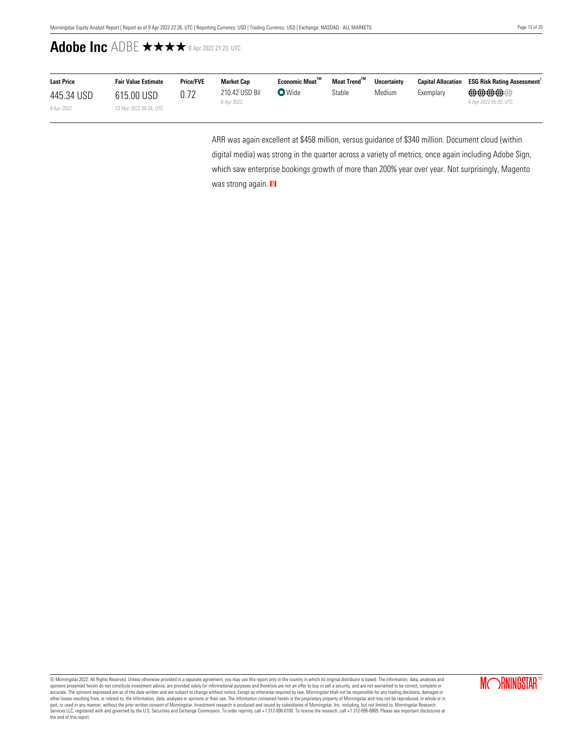ARR was again excellent at $458 million, versus guidance of $340 million. Document cloud (within digital media) was strong in the quarter across a variety of metrics, once again including Adobe Sign, which saw enterprise bookings growth of more than 200% year over year. Not surprisingly, Magento was strong again.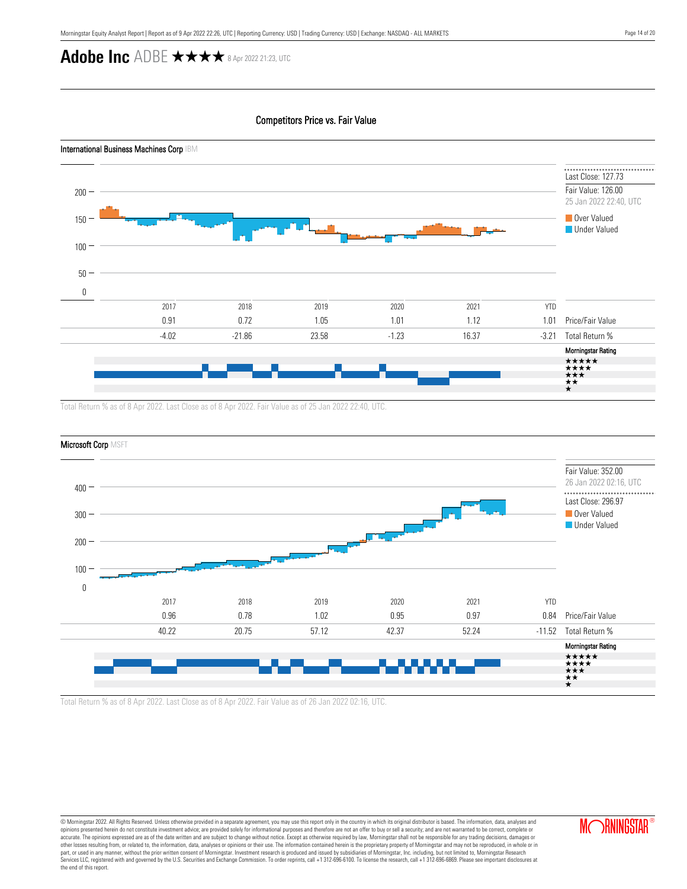# Adobe Inc ADBE ★★★★ 8 Apr 2022 21:23, UTC

## Competitors Price vs. Fair Value

### International Business Machines Corp IBM

Last Close: 127.73

Fair Value: 126.00
25 Jan 2022 22:40, UTC

Over Valued
Under Valued

| | 2017 | 2018 | 2019 | 2020 | 2021 | YTD | |
|---|---|---|---|---|---|---|---|
| | 0.91 | 0.72 | 1.05 | 1.01 | 1.12 | 1.01 | Price/Fair Value |
| | -4.02 | -21.86 | 23.58 | -1.23 | 16.37 | -3.21 | Total Return % |

Morningstar Rating

Total Return % as of 8 Apr 2022. Last Close as of 8 Apr 2022. Fair Value as of 25 Jan 2022 22:40, UTC.

### Microsoft Corp MSFT

Fair Value: 352.00
26 Jan 2022 02:16, UTC

Last Close: 296.97

Over Valued
Under Valued

| | 2017 | 2018 | 2019 | 2020 | 2021 | YTD | |
|---|---|---|---|---|---|---|---|
| | 0.96 | 0.78 | 1.02 | 0.95 | 0.97 | 0.84 | Price/Fair Value |
| | 40.22 | 20.75 | 57.12 | 42.37 | 52.24 | -11.52 | Total Return % |

Morningstar Rating

Total Return % as of 8 Apr 2022. Last Close as of 8 Apr 2022. Fair Value as of 26 Jan 2022 02:16, UTC.

© Morningstar 2022. All Rights Reserved. Unless otherwise provided in a separate agreement, you may use this report only in the country in which its original distributor is based. The information, data, analyses and opinions presented herein do not constitute investment advice; are provided solely for informational purposes and therefore are not an offer to buy or sell a security; and are not warranted to be correct, complete or accurate. The opinions expressed are as of the date written and are subject to change without notice. Except as otherwise required by law, Morningstar shall not be responsible for any trading decisions, damages or other losses resulting from, or related to, the information, data, analyses or opinions or their use. The information contained herein is the proprietary property of Morningstar and may not be reproduced, in whole or in part, or used in any manner, without the prior written consent of Morningstar. Investment research is produced and issued by subsidiaries of Morningstar, Inc. including, but not limited to, Morningstar Research Services LLC, registered with and governed by the U.S. Securities and Exchange Commission. To order reprints, call +1 312-696-6100. To license the research, call +1 312-696-6869. Please see important disclosures at the end of this report.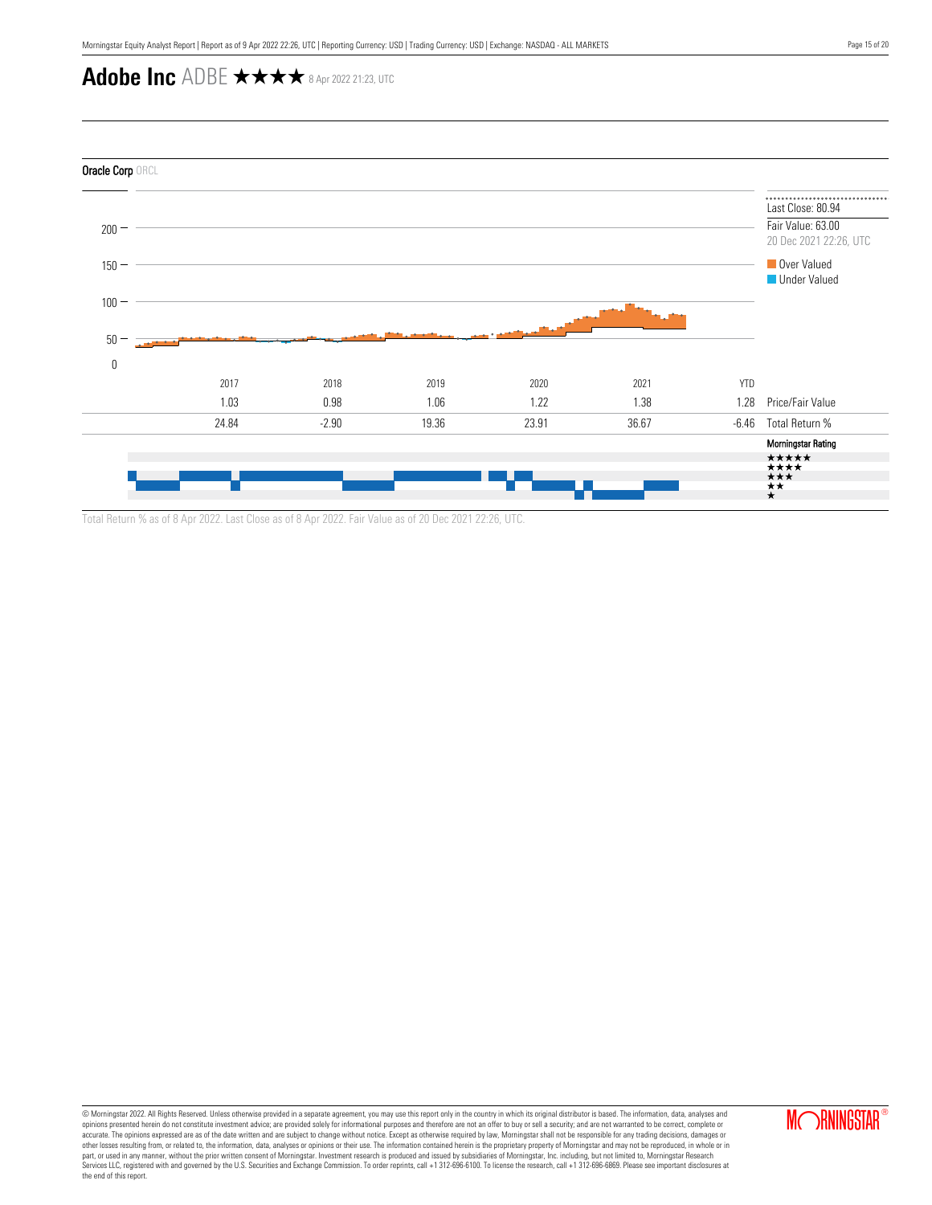# Adobe Inc ADBE ★★★★ 8 Apr 2022 21:23, UTC

**Oracle Corp** ORCL

Last Close: 80.94

Fair Value: 63.00
20 Dec 2021 22:26, UTC

Over Valued
Under Valued

| | 2017 | 2018 | 2019 | 2020 | 2021 | YTD | |
|---|---|---|---|---|---|---|---|
| | 1.03 | 0.98 | 1.06 | 1.22 | 1.38 | 1.28 | Price/Fair Value |
| | 24.84 | -2.90 | 19.36 | 23.91 | 36.67 | -6.46 | Total Return % |

Morningstar Rating
★★★★★
★★★★
★★★
★★
★

Total Return % as of 8 Apr 2022. Last Close as of 8 Apr 2022. Fair Value as of 20 Dec 2021 22:26, UTC.

© Morningstar 2022. All Rights Reserved. Unless otherwise provided in a separate agreement, you may use this report only in the country in which its original distributor is based. The information, data, analyses and opinions presented herein do not constitute investment advice; are provided solely for informational purposes and therefore are not an offer to buy or sell a security; and are not warranted to be correct, complete or accurate. The opinions expressed are as of the date written and are subject to change without notice. Except as otherwise required by law, Morningstar shall not be responsible for any trading decisions, damages or other losses resulting from, or related to, the information, data, analyses or opinions or their use. The information contained herein is the proprietary property of Morningstar and may not be reproduced, in whole or in part, or used in any manner, without the prior written consent of Morningstar. Investment research is produced and issued by subsidiaries of Morningstar, Inc. including, but not limited to, Morningstar Research Services LLC, registered with and governed by the U.S. Securities and Exchange Commission. To order reprints, call +1 312-696-6100. To license the research, call +1 312-696-6869. Please see important disclosures at the end of this report.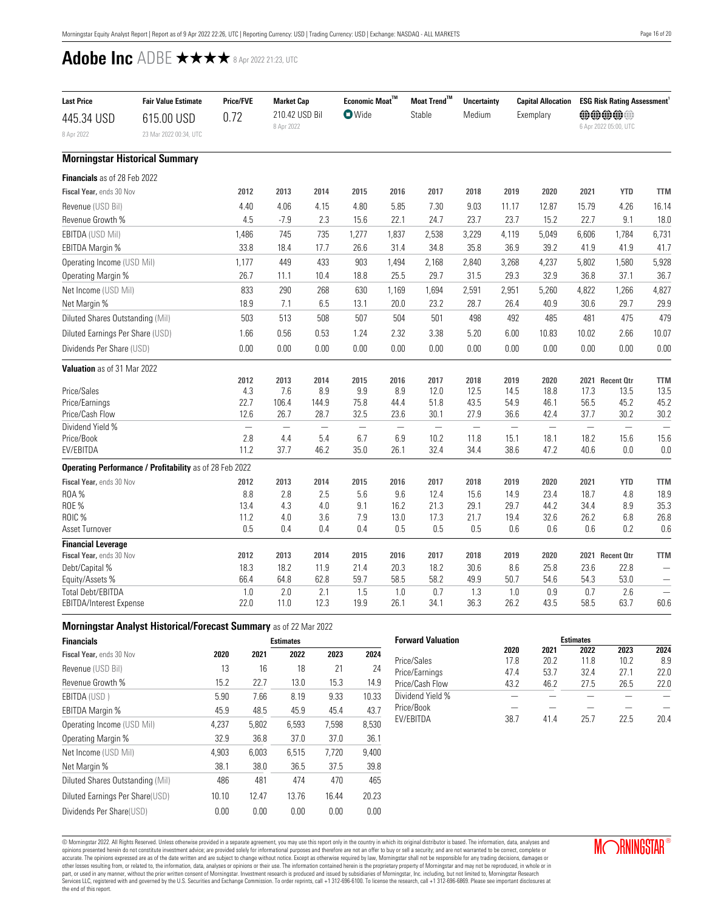# Adobe Inc ADBE ★★★★ 8 Apr 2022 21:23, UTC

| Last Price | Fair Value Estimate | Price/FVE | Market Cap | Economic Moat™ | Moat Trend™ | Uncertainty | Capital Allocation | ESG Risk Rating Assessment[1] |
|---|---|---|---|---|---|---|---|---|
| 445.34 USD | 615.00 USD | 0.72 | 210.42 USD Bil | Wide | Stable | Medium | Exemplary | 4 of 5 |
| 8 Apr 2022 | 23 Mar 2022 00:34, UTC | | 8 Apr 2022 | | | | | 6 Apr 2022 05:00, UTC |

## Morningstar Historical Summary

**Financials** as of 28 Feb 2022

| Fiscal Year, ends 30 Nov | 2012 | 2013 | 2014 | 2015 | 2016 | 2017 | 2018 | 2019 | 2020 | 2021 | YTD | TTM |
|---|---|---|---|---|---|---|---|---|---|---|---|---|
| Revenue (USD Bil) | 4.40 | 4.06 | 4.15 | 4.80 | 5.85 | 7.30 | 9.03 | 11.17 | 12.87 | 15.79 | 4.26 | 16.14 |
| Revenue Growth % | 4.5 | -7.9 | 2.3 | 15.6 | 22.1 | 24.7 | 23.7 | 23.7 | 15.2 | 22.7 | 9.1 | 18.0 |
| EBITDA (USD Mil) | 1,486 | 745 | 735 | 1,277 | 1,837 | 2,538 | 3,229 | 4,119 | 5,049 | 6,606 | 1,784 | 6,731 |
| EBITDA Margin % | 33.8 | 18.4 | 17.7 | 26.6 | 31.4 | 34.8 | 35.8 | 36.9 | 39.2 | 41.9 | 41.9 | 41.7 |
| Operating Income (USD Mil) | 1,177 | 449 | 433 | 903 | 1,494 | 2,168 | 2,840 | 3,268 | 4,237 | 5,802 | 1,580 | 5,928 |
| Operating Margin % | 26.7 | 11.1 | 10.4 | 18.8 | 25.5 | 29.7 | 31.5 | 29.3 | 32.9 | 36.8 | 37.1 | 36.7 |
| Net Income (USD Mil) | 833 | 290 | 268 | 630 | 1,169 | 1,694 | 2,591 | 2,951 | 5,260 | 4,822 | 1,266 | 4,827 |
| Net Margin % | 18.9 | 7.1 | 6.5 | 13.1 | 20.0 | 23.2 | 28.7 | 26.4 | 40.9 | 30.6 | 29.7 | 29.9 |
| Diluted Shares Outstanding (Mil) | 503 | 513 | 508 | 507 | 504 | 501 | 498 | 492 | 485 | 481 | 475 | 479 |
| Diluted Earnings Per Share (USD) | 1.66 | 0.56 | 0.53 | 1.24 | 2.32 | 3.38 | 5.20 | 6.00 | 10.83 | 10.02 | 2.66 | 10.07 |
| Dividends Per Share (USD) | 0.00 | 0.00 | 0.00 | 0.00 | 0.00 | 0.00 | 0.00 | 0.00 | 0.00 | 0.00 | 0.00 | 0.00 |

**Valuation** as of 31 Mar 2022

| | 2012 | 2013 | 2014 | 2015 | 2016 | 2017 | 2018 | 2019 | 2020 | 2021 | Recent Qtr | TTM |
|---|---|---|---|---|---|---|---|---|---|---|---|---|
| Price/Sales | 4.3 | 7.6 | 8.9 | 9.9 | 8.9 | 12.0 | 12.5 | 14.5 | 18.8 | 17.3 | 13.5 | 13.5 |
| Price/Earnings | 22.7 | 106.4 | 144.9 | 75.8 | 44.4 | 51.8 | 43.5 | 54.9 | 46.1 | 56.5 | 45.2 | 45.2 |
| Price/Cash Flow | 12.6 | 26.7 | 28.7 | 32.5 | 23.6 | 30.1 | 27.9 | 36.6 | 42.4 | 37.7 | 30.2 | 30.2 |
| Dividend Yield % | — | — | — | — | — | — | — | — | — | — | — | — |
| Price/Book | 2.8 | 4.4 | 5.4 | 6.7 | 6.9 | 10.2 | 11.8 | 15.1 | 18.1 | 18.2 | 15.6 | 15.6 |
| EV/EBITDA | 11.2 | 37.7 | 46.2 | 35.0 | 26.1 | 32.4 | 34.4 | 38.6 | 47.2 | 40.6 | 0.0 | 0.0 |

**Operating Performance / Profitability** as of 28 Feb 2022

| Fiscal Year, ends 30 Nov | 2012 | 2013 | 2014 | 2015 | 2016 | 2017 | 2018 | 2019 | 2020 | 2021 | YTD | TTM |
|---|---|---|---|---|---|---|---|---|---|---|---|---|
| ROA % | 8.8 | 2.8 | 2.5 | 5.6 | 9.6 | 12.4 | 15.6 | 14.9 | 23.4 | 18.7 | 4.8 | 18.9 |
| ROE % | 13.4 | 4.3 | 4.0 | 9.1 | 16.2 | 21.3 | 29.1 | 29.7 | 44.2 | 34.4 | 8.9 | 35.3 |
| ROIC % | 11.2 | 4.0 | 3.6 | 7.9 | 13.0 | 17.3 | 21.7 | 19.4 | 32.6 | 26.2 | 6.8 | 26.8 |
| Asset Turnover | 0.5 | 0.4 | 0.4 | 0.4 | 0.5 | 0.5 | 0.5 | 0.6 | 0.6 | 0.6 | 0.2 | 0.6 |

**Financial Leverage**

| Fiscal Year, ends 30 Nov | 2012 | 2013 | 2014 | 2015 | 2016 | 2017 | 2018 | 2019 | 2020 | 2021 | Recent Qtr | TTM |
|---|---|---|---|---|---|---|---|---|---|---|---|---|
| Debt/Capital % | 18.3 | 18.2 | 11.9 | 21.4 | 20.3 | 18.2 | 30.6 | 8.6 | 25.8 | 23.6 | 22.8 | — |
| Equity/Assets % | 66.4 | 64.8 | 62.8 | 59.7 | 58.5 | 58.2 | 49.9 | 50.7 | 54.6 | 54.3 | 53.0 | — |
| Total Debt/EBITDA | 1.0 | 2.0 | 2.1 | 1.5 | 1.0 | 0.7 | 1.3 | 1.0 | 0.9 | 0.7 | 2.6 | — |
| EBITDA/Interest Expense | 22.0 | 11.0 | 12.3 | 19.9 | 26.1 | 34.1 | 36.3 | 26.2 | 43.5 | 58.5 | 63.7 | 60.6 |

## Morningstar Analyst Historical/Forecast Summary as of 22 Mar 2022

| Financials | | | Estimates | | |
|---|---|---|---|---|---|
| Fiscal Year, ends 30 Nov | 2020 | 2021 | 2022 | 2023 | 2024 |
| Revenue (USD Bil) | 13 | 16 | 18 | 21 | 24 |
| Revenue Growth % | 15.2 | 22.7 | 13.0 | 15.3 | 14.9 |
| EBITDA (USD ) | 5.90 | 7.66 | 8.19 | 9.33 | 10.33 |
| EBITDA Margin % | 45.9 | 48.5 | 45.9 | 45.4 | 43.7 |
| Operating Income (USD Mil) | 4,237 | 5,802 | 6,593 | 7,598 | 8,530 |
| Operating Margin % | 32.9 | 36.8 | 37.0 | 37.0 | 36.1 |
| Net Income (USD Mil) | 4,903 | 6,003 | 6,515 | 7,720 | 9,400 |
| Net Margin % | 38.1 | 38.0 | 36.5 | 37.5 | 39.8 |
| Diluted Shares Outstanding (Mil) | 486 | 481 | 474 | 470 | 465 |
| Diluted Earnings Per Share(USD) | 10.10 | 12.47 | 13.76 | 16.44 | 20.23 |
| Dividends Per Share(USD) | 0.00 | 0.00 | 0.00 | 0.00 | 0.00 |

| Forward Valuation | | | Estimates | | |
|---|---|---|---|---|---|
| | 2020 | 2021 | 2022 | 2023 | 2024 |
| Price/Sales | 17.8 | 20.2 | 11.8 | 10.2 | 8.9 |
| Price/Earnings | 47.4 | 53.7 | 32.4 | 27.1 | 22.0 |
| Price/Cash Flow | 43.2 | 46.2 | 27.5 | 26.5 | 22.0 |
| Dividend Yield % | — | — | — | — | — |
| Price/Book | — | — | — | — | — |
| EV/EBITDA | 38.7 | 41.4 | 25.7 | 22.5 | 20.4 |

© Morningstar 2022. All Rights Reserved. Unless otherwise provided in a separate agreement, you may use this report only in the country in which its original distributor is based. The information, data, analyses and opinions presented herein do not constitute investment advice; are provided solely for informational purposes and therefore are not an offer to buy or sell a security; and are not warranted to be correct, complete or accurate. The opinions expressed are as of the date written and are subject to change without notice. Except as otherwise required by law, Morningstar shall not be responsible for any trading decisions, damages or other losses resulting from, or related to, the information, data, analyses or opinions or their use. The information contained herein is the proprietary property of Morningstar and may not be reproduced, in whole or in part, or used in any manner, without the prior written consent of Morningstar. Investment research is produced and issued by subsidiaries of Morningstar, Inc. including, but not limited to, Morningstar Research Services LLC, registered with and governed by the U.S. Securities and Exchange Commission. To order reprints, call +1 312-696-6100. To license the research, call +1 312-696-6869. Please see important disclosures at the end of this report.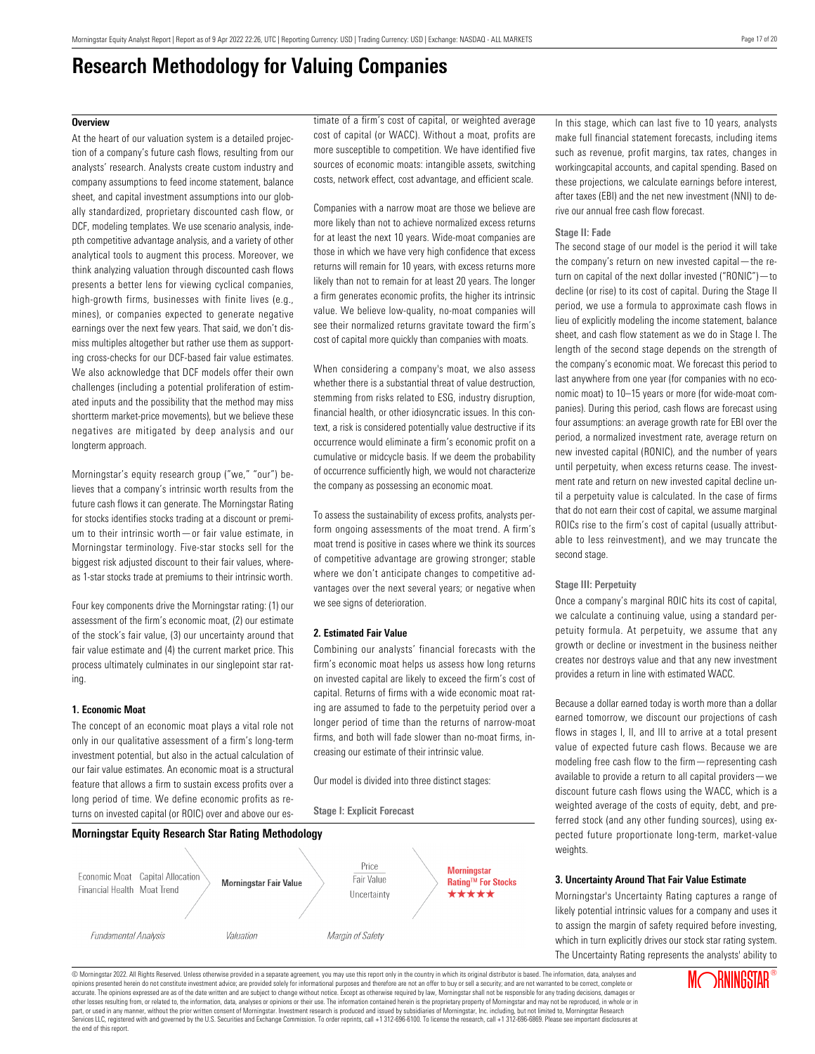# Research Methodology for Valuing Companies

## Overview

At the heart of our valuation system is a detailed projection of a company's future cash flows, resulting from our analysts' research. Analysts create custom industry and company assumptions to feed income statement, balance sheet, and capital investment assumptions into our globally standardized, proprietary discounted cash flow, or DCF, modeling templates. We use scenario analysis, indepth competitive advantage analysis, and a variety of other analytical tools to augment this process. Moreover, we think analyzing valuation through discounted cash flows presents a better lens for viewing cyclical companies, high-growth firms, businesses with finite lives (e.g., mines), or companies expected to generate negative earnings over the next few years. That said, we don't dismiss multiples altogether but rather use them as supporting cross-checks for our DCF-based fair value estimates. We also acknowledge that DCF models offer their own challenges (including a potential proliferation of estimated inputs and the possibility that the method may miss shortterm market-price movements), but we believe these negatives are mitigated by deep analysis and our longterm approach.

Morningstar's equity research group ("we," "our") believes that a company's intrinsic worth results from the future cash flows it can generate. The Morningstar Rating for stocks identifies stocks trading at a discount or premium to their intrinsic worth—or fair value estimate, in Morningstar terminology. Five-star stocks sell for the biggest risk adjusted discount to their fair values, whereas 1-star stocks trade at premiums to their intrinsic worth.

Four key components drive the Morningstar rating: (1) our assessment of the firm's economic moat, (2) our estimate of the stock's fair value, (3) our uncertainty around that fair value estimate and (4) the current market price. This process ultimately culminates in our singlepoint star rating.

### 1. Economic Moat

The concept of an economic moat plays a vital role not only in our qualitative assessment of a firm's long-term investment potential, but also in the actual calculation of our fair value estimates. An economic moat is a structural feature that allows a firm to sustain excess profits over a long period of time. We define economic profits as returns on invested capital (or ROIC) over and above our estimate of a firm's cost of capital, or weighted average cost of capital (or WACC). Without a moat, profits are more susceptible to competition. We have identified five sources of economic moats: intangible assets, switching costs, network effect, cost advantage, and efficient scale.

Companies with a narrow moat are those we believe are more likely than not to achieve normalized excess returns for at least the next 10 years. Wide-moat companies are those in which we have very high confidence that excess returns will remain for 10 years, with excess returns more likely than not to remain for at least 20 years. The longer a firm generates economic profits, the higher its intrinsic value. We believe low-quality, no-moat companies will see their normalized returns gravitate toward the firm's cost of capital more quickly than companies with moats.

When considering a company's moat, we also assess whether there is a substantial threat of value destruction, stemming from risks related to ESG, industry disruption, financial health, or other idiosyncratic issues. In this context, a risk is considered potentially value destructive if its occurrence would eliminate a firm's economic profit on a cumulative or midcycle basis. If we deem the probability of occurrence sufficiently high, we would not characterize the company as possessing an economic moat.

To assess the sustainability of excess profits, analysts perform ongoing assessments of the moat trend. A firm's moat trend is positive in cases where we think its sources of competitive advantage are growing stronger; stable where we don't anticipate changes to competitive advantages over the next several years; or negative when we see signs of deterioration.

### 2. Estimated Fair Value

Combining our analysts' financial forecasts with the firm's economic moat helps us assess how long returns on invested capital are likely to exceed the firm's cost of capital. Returns of firms with a wide economic moat rating are assumed to fade to the perpetuity period over a longer period of time than the returns of narrow-moat firms, and both will fade slower than no-moat firms, increasing our estimate of their intrinsic value.

Our model is divided into three distinct stages:

#### Stage I: Explicit Forecast

In this stage, which can last five to 10 years, analysts make full financial statement forecasts, including items such as revenue, profit margins, tax rates, changes in workingcapital accounts, and capital spending. Based on these projections, we calculate earnings before interest, after taxes (EBI) and the net new investment (NNI) to derive our annual free cash flow forecast.

#### Stage II: Fade

The second stage of our model is the period it will take the company's return on new invested capital—the return on capital of the next dollar invested ("RONIC")—to decline (or rise) to its cost of capital. During the Stage II period, we use a formula to approximate cash flows in lieu of explicitly modeling the income statement, balance sheet, and cash flow statement as we do in Stage I. The length of the second stage depends on the strength of the company's economic moat. We forecast this period to last anywhere from one year (for companies with no economic moat) to 10–15 years or more (for wide-moat companies). During this period, cash flows are forecast using four assumptions: an average growth rate for EBI over the period, a normalized investment rate, average return on new invested capital (RONIC), and the number of years until perpetuity, when excess returns cease. The investment rate and return on new invested capital decline until a perpetuity value is calculated. In the case of firms that do not earn their cost of capital, we assume marginal ROICs rise to the firm's cost of capital (usually attributable to less reinvestment), and we may truncate the second stage.

#### Stage III: Perpetuity

Once a company's marginal ROIC hits its cost of capital, we calculate a continuing value, using a standard perpetuity formula. At perpetuity, we assume that any growth or decline or investment in the business neither creates nor destroys value and that any new investment provides a return in line with estimated WACC.

Because a dollar earned today is worth more than a dollar earned tomorrow, we discount our projections of cash flows in stages I, II, and III to arrive at a total present value of expected future cash flows. Because we are modeling free cash flow to the firm—representing cash available to provide a return to all capital providers—we discount future cash flows using the WACC, which is a weighted average of the costs of equity, debt, and preferred stock (and any other funding sources), using expected future proportionate long-term, market-value weights.

### 3. Uncertainty Around That Fair Value Estimate

Morningstar's Uncertainty Rating captures a range of likely potential intrinsic values for a company and uses it to assign the margin of safety required before investing, which in turn explicitly drives our stock star rating system. The Uncertainty Rating represents the analysts' ability to

**Morningstar Equity Research Star Rating Methodology**

| Economic Moat · Capital Allocation · Financial Health · Moat Trend | Morningstar Fair Value | Price / Fair Value · Uncertainty | Morningstar Rating™ For Stocks ★★★★★ |
|---|---|---|---|
| *Fundamental Analysis* | *Valuation* | *Margin of Safety* | |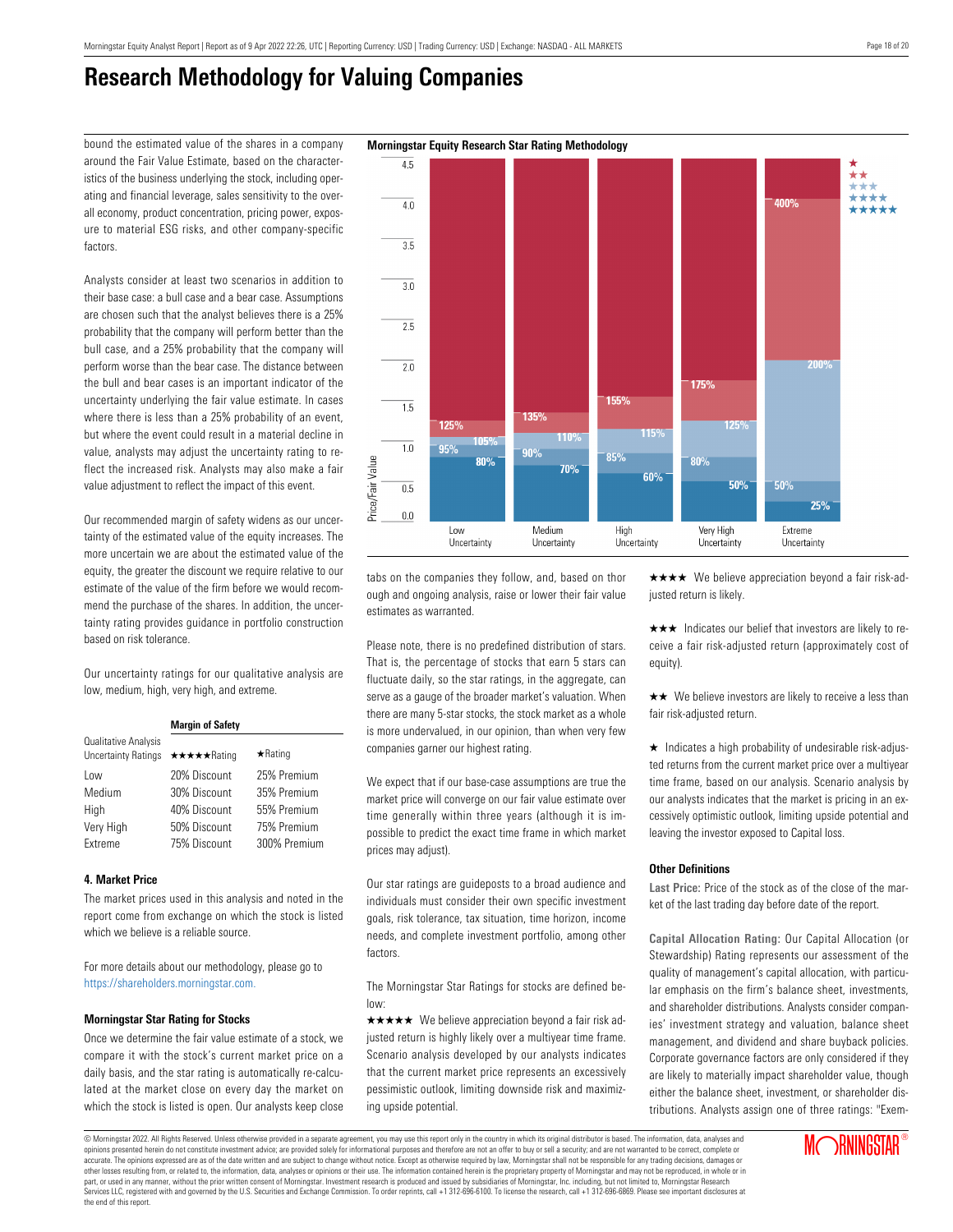# Research Methodology for Valuing Companies

bound the estimated value of the shares in a company around the Fair Value Estimate, based on the characteristics of the business underlying the stock, including operating and financial leverage, sales sensitivity to the overall economy, product concentration, pricing power, exposure to material ESG risks, and other company-specific factors.

Analysts consider at least two scenarios in addition to their base case: a bull case and a bear case. Assumptions are chosen such that the analyst believes there is a 25% probability that the company will perform better than the bull case, and a 25% probability that the company will perform worse than the bear case. The distance between the bull and bear cases is an important indicator of the uncertainty underlying the fair value estimate. In cases where there is less than a 25% probability of an event, but where the event could result in a material decline in value, analysts may adjust the uncertainty rating to reflect the increased risk. Analysts may also make a fair value adjustment to reflect the impact of this event.

Our recommended margin of safety widens as our uncertainty of the estimated value of the equity increases. The more uncertain we are about the estimated value of the equity, the greater the discount we require relative to our estimate of the value of the firm before we would recommend the purchase of the shares. In addition, the uncertainty rating provides guidance in portfolio construction based on risk tolerance.

Our uncertainty ratings for our qualitative analysis are low, medium, high, very high, and extreme.

| Qualitative Analysis Uncertainty Ratings | Margin of Safety ★★★★★Rating | ★Rating |
|---|---|---|
| Low | 20% Discount | 25% Premium |
| Medium | 30% Discount | 35% Premium |
| High | 40% Discount | 55% Premium |
| Very High | 50% Discount | 75% Premium |
| Extreme | 75% Discount | 300% Premium |

### 4. Market Price

The market prices used in this analysis and noted in the report come from exchange on which the stock is listed which we believe is a reliable source.

For more details about our methodology, please go to https://shareholders.morningstar.com.

### Morningstar Star Rating for Stocks

Once we determine the fair value estimate of a stock, we compare it with the stock's current market price on a daily basis, and the star rating is automatically re-calculated at the market close on every day the market on which the stock is listed is open. Our analysts keep close tabs on the companies they follow, and, based on thorough and ongoing analysis, raise or lower their fair value estimates as warranted.

**Morningstar Equity Research Star Rating Methodology**

| Price/Fair Value | Low Uncertainty | Medium Uncertainty | High Uncertainty | Very High Uncertainty | Extreme Uncertainty |
|---|---|---|---|---|---|
| ★★ / ★ boundary | 125% | 135% | 155% | 175% | 400% |
| ★★★ / ★★ boundary | 105% | 110% | 115% | 125% | 200% |
| ★★★★ / ★★★ boundary | 95% | 90% | 85% | 80% | 50% |
| ★★★★★ / ★★★★ boundary | 80% | 70% | 60% | 50% | 25% |

Please note, there is no predefined distribution of stars. That is, the percentage of stocks that earn 5 stars can fluctuate daily, so the star ratings, in the aggregate, can serve as a gauge of the broader market's valuation. When there are many 5-star stocks, the stock market as a whole is more undervalued, in our opinion, than when very few companies garner our highest rating.

We expect that if our base-case assumptions are true the market price will converge on our fair value estimate over time generally within three years (although it is impossible to predict the exact time frame in which market prices may adjust).

Our star ratings are guideposts to a broad audience and individuals must consider their own specific investment goals, risk tolerance, tax situation, time horizon, income needs, and complete investment portfolio, among other factors.

The Morningstar Star Ratings for stocks are defined below:

★★★★★ We believe appreciation beyond a fair risk adjusted return is highly likely over a multiyear time frame. Scenario analysis developed by our analysts indicates that the current market price represents an excessively pessimistic outlook, limiting downside risk and maximizing upside potential.

★★★★ We believe appreciation beyond a fair risk-adjusted return is likely.

★★★ Indicates our belief that investors are likely to receive a fair risk-adjusted return (approximately cost of equity).

★★ We believe investors are likely to receive a less than fair risk-adjusted return.

★ Indicates a high probability of undesirable risk-adjusted returns from the current market price over a multiyear time frame, based on our analysis. Scenario analysis by our analysts indicates that the market is pricing in an excessively optimistic outlook, limiting upside potential and leaving the investor exposed to Capital loss.

### Other Definitions

**Last Price:** Price of the stock as of the close of the market of the last trading day before date of the report.

**Capital Allocation Rating:** Our Capital Allocation (or Stewardship) Rating represents our assessment of the quality of management's capital allocation, with particular emphasis on the firm's balance sheet, investments, and shareholder distributions. Analysts consider companies' investment strategy and valuation, balance sheet management, and dividend and share buyback policies. Corporate governance factors are only considered if they are likely to materially impact shareholder value, though either the balance sheet, investment, or shareholder distributions. Analysts assign one of three ratings: "Exem-

© Morningstar 2022. All Rights Reserved. Unless otherwise provided in a separate agreement, you may use this report only in the country in which its original distributor is based. The information, data, analyses and opinions presented herein do not constitute investment advice; are provided solely for informational purposes and therefore are not an offer to buy or sell a security; and are not warranted to be correct, complete or accurate. The opinions expressed are as of the date written and are subject to change without notice. Except as otherwise required by law, Morningstar shall not be responsible for any trading decisions, damages or other losses resulting from, or related to, the information, data, analyses or opinions or their use. The information contained herein is the proprietary property of Morningstar and may not be reproduced, in whole or in part, or used in any manner, without the prior written consent of Morningstar. Investment research is produced and issued by subsidiaries of Morningstar, Inc. including, but not limited to, Morningstar Research Services LLC, registered with and governed by the U.S. Securities and Exchange Commission. To order reprints, call +1 312-696-6100. To license the research, call +1 312-696-6869. Please see important disclosures at the end of this report.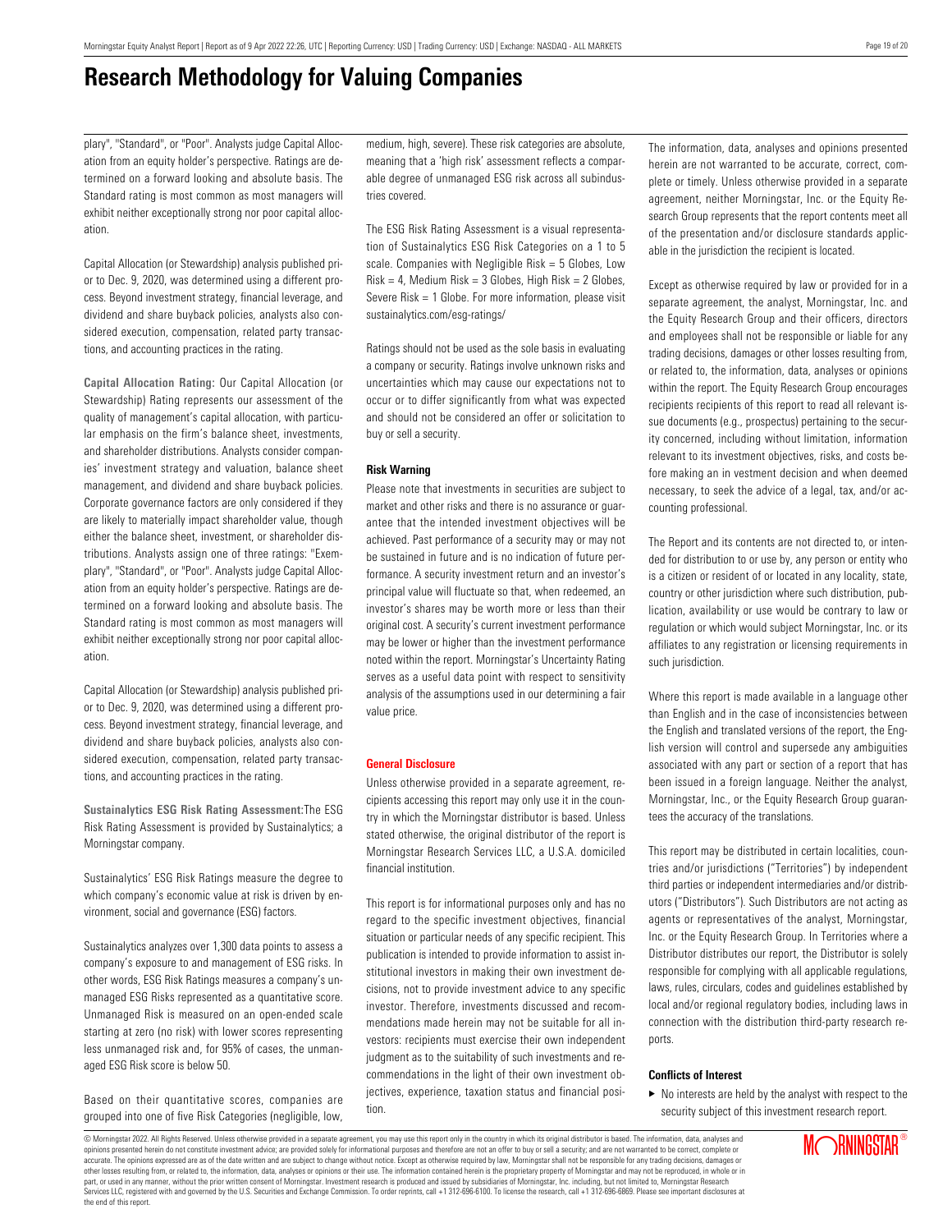# Research Methodology for Valuing Companies

plary", "Standard", or "Poor". Analysts judge Capital Allocation from an equity holder's perspective. Ratings are determined on a forward looking and absolute basis. The Standard rating is most common as most managers will exhibit neither exceptionally strong nor poor capital allocation.

Capital Allocation (or Stewardship) analysis published prior to Dec. 9, 2020, was determined using a different process. Beyond investment strategy, financial leverage, and dividend and share buyback policies, analysts also considered execution, compensation, related party transactions, and accounting practices in the rating.

**Capital Allocation Rating:** Our Capital Allocation (or Stewardship) Rating represents our assessment of the quality of management's capital allocation, with particular emphasis on the firm's balance sheet, investments, and shareholder distributions. Analysts consider companies' investment strategy and valuation, balance sheet management, and dividend and share buyback policies. Corporate governance factors are only considered if they are likely to materially impact shareholder value, though either the balance sheet, investment, or shareholder distributions. Analysts assign one of three ratings: "Exemplary", "Standard", or "Poor". Analysts judge Capital Allocation from an equity holder's perspective. Ratings are determined on a forward looking and absolute basis. The Standard rating is most common as most managers will exhibit neither exceptionally strong nor poor capital allocation.

Capital Allocation (or Stewardship) analysis published prior to Dec. 9, 2020, was determined using a different process. Beyond investment strategy, financial leverage, and dividend and share buyback policies, analysts also considered execution, compensation, related party transactions, and accounting practices in the rating.

**Sustainalytics ESG Risk Rating Assessment:** The ESG Risk Rating Assessment is provided by Sustainalytics; a Morningstar company.

Sustainalytics' ESG Risk Ratings measure the degree to which company's economic value at risk is driven by environment, social and governance (ESG) factors.

Sustainalytics analyzes over 1,300 data points to assess a company's exposure to and management of ESG risks. In other words, ESG Risk Ratings measures a company's unmanaged ESG Risks represented as a quantitative score. Unmanaged Risk is measured on an open-ended scale starting at zero (no risk) with lower scores representing less unmanaged risk and, for 95% of cases, the unmanaged ESG Risk score is below 50.

Based on their quantitative scores, companies are grouped into one of five Risk Categories (negligible, low, medium, high, severe). These risk categories are absolute, meaning that a 'high risk' assessment reflects a comparable degree of unmanaged ESG risk across all subindustries covered.

The ESG Risk Rating Assessment is a visual representation of Sustainalytics ESG Risk Categories on a 1 to 5 scale. Companies with Negligible Risk = 5 Globes, Low Risk = 4, Medium Risk = 3 Globes, High Risk = 2 Globes, Severe Risk = 1 Globe. For more information, please visit sustainalytics.com/esg-ratings/

Ratings should not be used as the sole basis in evaluating a company or security. Ratings involve unknown risks and uncertainties which may cause our expectations not to occur or to differ significantly from what was expected and should not be considered an offer or solicitation to buy or sell a security.

### Risk Warning

Please note that investments in securities are subject to market and other risks and there is no assurance or guarantee that the intended investment objectives will be achieved. Past performance of a security may or may not be sustained in future and is no indication of future performance. A security investment return and an investor's principal value will fluctuate so that, when redeemed, an investor's shares may be worth more or less than their original cost. A security's current investment performance may be lower or higher than the investment performance noted within the report. Morningstar's Uncertainty Rating serves as a useful data point with respect to sensitivity analysis of the assumptions used in our determining a fair value price.

### General Disclosure

Unless otherwise provided in a separate agreement, recipients accessing this report may only use it in the country in which the Morningstar distributor is based. Unless stated otherwise, the original distributor of the report is Morningstar Research Services LLC, a U.S.A. domiciled financial institution.

This report is for informational purposes only and has no regard to the specific investment objectives, financial situation or particular needs of any specific recipient. This publication is intended to provide information to assist institutional investors in making their own investment decisions, not to provide investment advice to any specific investor. Therefore, investments discussed and recommendations made herein may not be suitable for all investors: recipients must exercise their own independent judgment as to the suitability of such investments and recommendations in the light of their own investment objectives, experience, taxation status and financial position.

The information, data, analyses and opinions presented herein are not warranted to be accurate, correct, complete or timely. Unless otherwise provided in a separate agreement, neither Morningstar, Inc. or the Equity Research Group represents that the report contents meet all of the presentation and/or disclosure standards applicable in the jurisdiction the recipient is located.

Except as otherwise required by law or provided for in a separate agreement, the analyst, Morningstar, Inc. and the Equity Research Group and their officers, directors and employees shall not be responsible or liable for any trading decisions, damages or other losses resulting from, or related to, the information, data, analyses or opinions within the report. The Equity Research Group encourages recipients recipients of this report to read all relevant issue documents (e.g., prospectus) pertaining to the security concerned, including without limitation, information relevant to its investment objectives, risks, and costs before making an in vestment decision and when deemed necessary, to seek the advice of a legal, tax, and/or accounting professional.

The Report and its contents are not directed to, or intended for distribution to or use by, any person or entity who is a citizen or resident of or located in any locality, state, country or other jurisdiction where such distribution, publication, availability or use would be contrary to law or regulation or which would subject Morningstar, Inc. or its affiliates to any registration or licensing requirements in such jurisdiction.

Where this report is made available in a language other than English and in the case of inconsistencies between the English and translated versions of the report, the English version will control and supersede any ambiguities associated with any part or section of a report that has been issued in a foreign language. Neither the analyst, Morningstar, Inc., or the Equity Research Group guarantees the accuracy of the translations.

This report may be distributed in certain localities, countries and/or jurisdictions ("Territories") by independent third parties or independent intermediaries and/or distributors ("Distributors"). Such Distributors are not acting as agents or representatives of the analyst, Morningstar, Inc. or the Equity Research Group. In Territories where a Distributor distributes our report, the Distributor is solely responsible for complying with all applicable regulations, laws, rules, circulars, codes and guidelines established by local and/or regional regulatory bodies, including laws in connection with the distribution third-party research reports.

### Conflicts of Interest

- No interests are held by the analyst with respect to the security subject of this investment research report.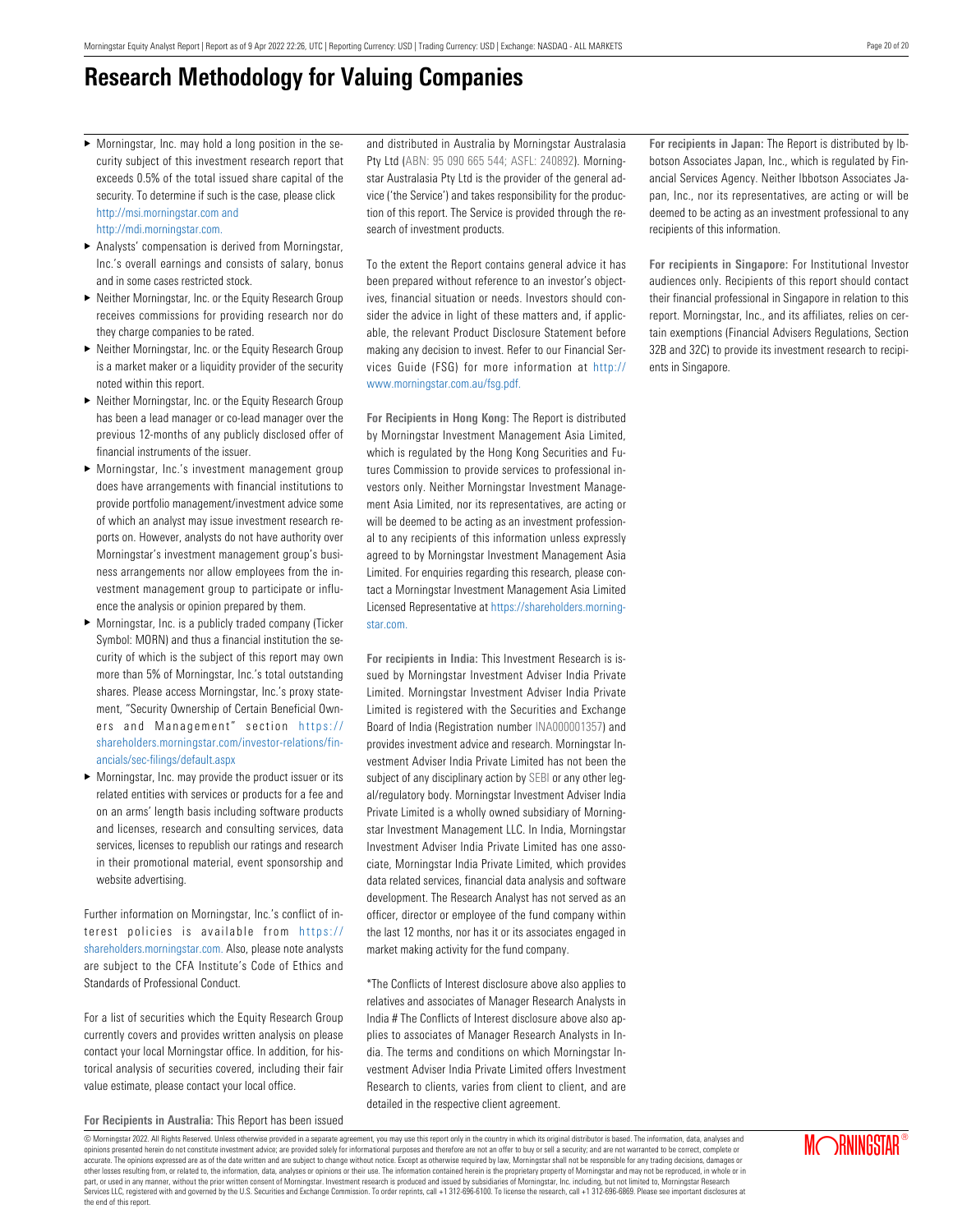# Research Methodology for Valuing Companies

- Morningstar, Inc. may hold a long position in the security subject of this investment research report that exceeds 0.5% of the total issued share capital of the security. To determine if such is the case, please click http://msi.morningstar.com and http://mdi.morningstar.com.
- Analysts' compensation is derived from Morningstar, Inc.'s overall earnings and consists of salary, bonus and in some cases restricted stock.
- Neither Morningstar, Inc. or the Equity Research Group receives commissions for providing research nor do they charge companies to be rated.
- Neither Morningstar, Inc. or the Equity Research Group is a market maker or a liquidity provider of the security noted within this report.
- Neither Morningstar, Inc. or the Equity Research Group has been a lead manager or co-lead manager over the previous 12-months of any publicly disclosed offer of financial instruments of the issuer.
- Morningstar, Inc.'s investment management group does have arrangements with financial institutions to provide portfolio management/investment advice some of which an analyst may issue investment research reports on. However, analysts do not have authority over Morningstar's investment management group's business arrangements nor allow employees from the investment management group to participate or influence the analysis or opinion prepared by them.
- Morningstar, Inc. is a publicly traded company (Ticker Symbol: MORN) and thus a financial institution the security of which is the subject of this report may own more than 5% of Morningstar, Inc.'s total outstanding shares. Please access Morningstar, Inc.'s proxy statement, "Security Ownership of Certain Beneficial Owners and Management" section https://shareholders.morningstar.com/investor-relations/financials/sec-filings/default.aspx
- Morningstar, Inc. may provide the product issuer or its related entities with services or products for a fee and on an arms' length basis including software products and licenses, research and consulting services, data services, licenses to republish our ratings and research in their promotional material, event sponsorship and website advertising.

Further information on Morningstar, Inc.'s conflict of interest policies is available from https://shareholders.morningstar.com. Also, please note analysts are subject to the CFA Institute's Code of Ethics and Standards of Professional Conduct.

For a list of securities which the Equity Research Group currently covers and provides written analysis on please contact your local Morningstar office. In addition, for historical analysis of securities covered, including their fair value estimate, please contact your local office.

**For Recipients in Australia:** This Report has been issued and distributed in Australia by Morningstar Australasia Pty Ltd (ABN: 95 090 665 544; ASFL: 240892). Morningstar Australasia Pty Ltd is the provider of the general advice ('the Service') and takes responsibility for the production of this report. The Service is provided through the research of investment products.

To the extent the Report contains general advice it has been prepared without reference to an investor's objectives, financial situation or needs. Investors should consider the advice in light of these matters and, if applicable, the relevant Product Disclosure Statement before making any decision to invest. Refer to our Financial Services Guide (FSG) for more information at http://www.morningstar.com.au/fsg.pdf.

**For Recipients in Hong Kong:** The Report is distributed by Morningstar Investment Management Asia Limited, which is regulated by the Hong Kong Securities and Futures Commission to provide services to professional investors only. Neither Morningstar Investment Management Asia Limited, nor its representatives, are acting or will be deemed to be acting as an investment professional to any recipients of this information unless expressly agreed to by Morningstar Investment Management Asia Limited. For enquiries regarding this research, please contact a Morningstar Investment Management Asia Limited Licensed Representative at https://shareholders.morningstar.com.

**For recipients in India:** This Investment Research is issued by Morningstar Investment Adviser India Private Limited. Morningstar Investment Adviser India Private Limited is registered with the Securities and Exchange Board of India (Registration number INA000001357) and provides investment advice and research. Morningstar Investment Adviser India Private Limited has not been the subject of any disciplinary action by SEBI or any other legal/regulatory body. Morningstar Investment Adviser India Private Limited is a wholly owned subsidiary of Morningstar Investment Management LLC. In India, Morningstar Investment Adviser India Private Limited has one associate, Morningstar India Private Limited, which provides data related services, financial data analysis and software development. The Research Analyst has not served as an officer, director or employee of the fund company within the last 12 months, nor has it or its associates engaged in market making activity for the fund company.

*The Conflicts of Interest disclosure above also applies to relatives and associates of Manager Research Analysts in India # The Conflicts of Interest disclosure above also applies to associates of Manager Research Analysts in India. The terms and conditions on which Morningstar Investment Adviser India Private Limited offers Investment Research to clients, varies from client to client, and are detailed in the respective client agreement.

**For recipients in Japan:** The Report is distributed by Ibbotson Associates Japan, Inc., which is regulated by Financial Services Agency. Neither Ibbotson Associates Japan, Inc., nor its representatives, are acting or will be deemed to be acting as an investment professional to any recipients of this information.

**For recipients in Singapore:** For Institutional Investor audiences only. Recipients of this report should contact their financial professional in Singapore in relation to this report. Morningstar, Inc., and its affiliates, relies on certain exemptions (Financial Advisers Regulations, Section 32B and 32C) to provide its investment research to recipients in Singapore.